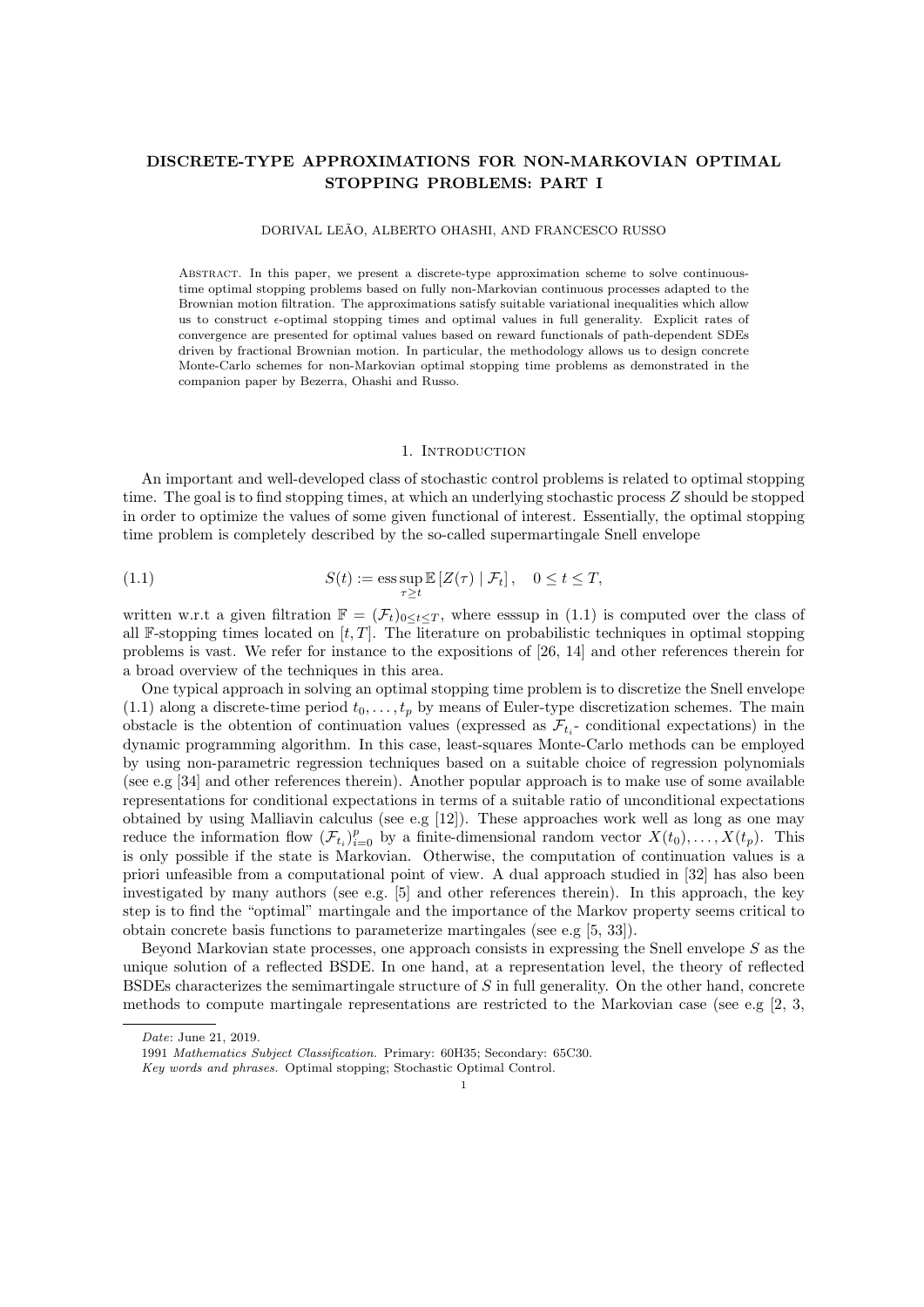# DISCRETE-TYPE APPROXIMATIONS FOR NON-MARKOVIAN OPTIMAL STOPPING PROBLEMS: PART I

DORIVAL LEÃO, ALBERTO OHASHI, AND FRANCESCO RUSSO

Abstract. In this paper, we present a discrete-type approximation scheme to solve continuous-time optimal stopping problems based on fully non-Markovian continuous processes adapted to the Brownian motion filtration. The approximations satisfy suitable variational inequalities which allow us to construct $\epsilon$-optimal stopping times and optimal values in full generality. Explicit rates of convergence are presented for optimal values based on reward functionals of path-dependent SDEs driven by fractional Brownian motion. In particular, the methodology allows us to design concrete Monte-Carlo schemes for non-Markovian optimal stopping time problems as demonstrated in the companion paper by Bezerra, Ohashi and Russo.

## 1. Introduction

An important and well-developed class of stochastic control problems is related to optimal stopping time. The goal is to find stopping times, at which an underlying stochastic process $Z$ should be stopped in order to optimize the values of some given functional of interest. Essentially, the optimal stopping time problem is completely described by the so-called supermartingale Snell envelope

$$S(t) := \operatorname*{ess\,sup}_{\tau \geq t} \mathbb{E}\left[Z(\tau) \mid \mathcal{F}_t\right], \quad 0 \leq t \leq T, \tag{1.1}$$

written w.r.t a given filtration $\mathbb{F} = (\mathcal{F}_t)_{0 \leq t \leq T}$, where esssup in (1.1) is computed over the class of all $\mathbb{F}$-stopping times located on $[t, T]$. The literature on probabilistic techniques in optimal stopping problems is vast. We refer for instance to the expositions of [26, 14] and other references therein for a broad overview of the techniques in this area.

One typical approach in solving an optimal stopping time problem is to discretize the Snell envelope (1.1) along a discrete-time period $t_0, \ldots, t_p$ by means of Euler-type discretization schemes. The main obstacle is the obtention of continuation values (expressed as $\mathcal{F}_{t_i}$- conditional expectations) in the dynamic programming algorithm. In this case, least-squares Monte-Carlo methods can be employed by using non-parametric regression techniques based on a suitable choice of regression polynomials (see e.g [34] and other references therein). Another popular approach is to make use of some available representations for conditional expectations in terms of a suitable ratio of unconditional expectations obtained by using Malliavin calculus (see e.g [12]). These approaches work well as long as one may reduce the information flow $(\mathcal{F}_{t_i})_{i=0}^p$ by a finite-dimensional random vector $X(t_0), \ldots, X(t_p)$. This is only possible if the state is Markovian. Otherwise, the computation of continuation values is a priori unfeasible from a computational point of view. A dual approach studied in [32] has also been investigated by many authors (see e.g. [5] and other references therein). In this approach, the key step is to find the "optimal" martingale and the importance of the Markov property seems critical to obtain concrete basis functions to parameterize martingales (see e.g [5, 33]).

Beyond Markovian state processes, one approach consists in expressing the Snell envelope $S$ as the unique solution of a reflected BSDE. In one hand, at a representation level, the theory of reflected BSDEs characterizes the semimartingale structure of $S$ in full generality. On the other hand, concrete methods to compute martingale representations are restricted to the Markovian case (see e.g [2, 3,

*Date*: June 21, 2019.

1991 *Mathematics Subject Classification.* Primary: 60H35; Secondary: 65C30.

*Key words and phrases.* Optimal stopping; Stochastic Optimal Control.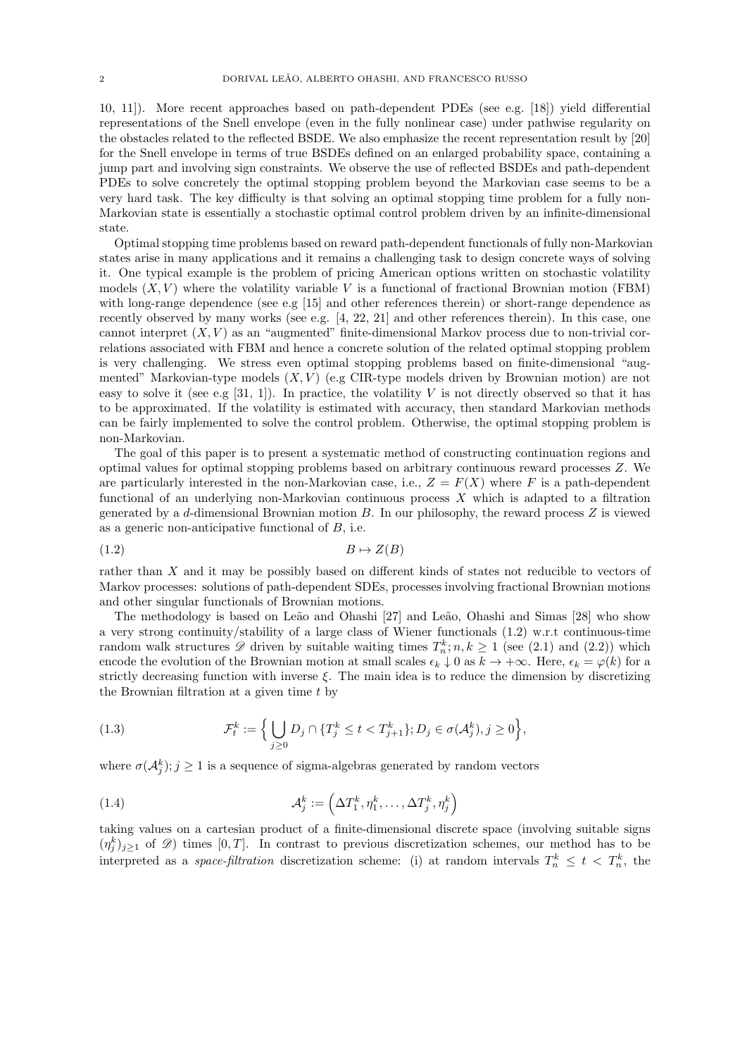10, 11]). More recent approaches based on path-dependent PDEs (see e.g. [18]) yield differential representations of the Snell envelope (even in the fully nonlinear case) under pathwise regularity on the obstacles related to the reflected BSDE. We also emphasize the recent representation result by [20] for the Snell envelope in terms of true BSDEs defined on an enlarged probability space, containing a jump part and involving sign constraints. We observe the use of reflected BSDEs and path-dependent PDEs to solve concretely the optimal stopping problem beyond the Markovian case seems to be a very hard task. The key difficulty is that solving an optimal stopping time problem for a fully non-Markovian state is essentially a stochastic optimal control problem driven by an infinite-dimensional state.

Optimal stopping time problems based on reward path-dependent functionals of fully non-Markovian states arise in many applications and it remains a challenging task to design concrete ways of solving it. One typical example is the problem of pricing American options written on stochastic volatility models $(X, V)$ where the volatility variable $V$ is a functional of fractional Brownian motion (FBM) with long-range dependence (see e.g [15] and other references therein) or short-range dependence as recently observed by many works (see e.g. [4, 22, 21] and other references therein). In this case, one cannot interpret $(X, V)$ as an "augmented" finite-dimensional Markov process due to non-trivial correlations associated with FBM and hence a concrete solution of the related optimal stopping problem is very challenging. We stress even optimal stopping problems based on finite-dimensional "augmented" Markovian-type models $(X, V)$ (e.g CIR-type models driven by Brownian motion) are not easy to solve it (see e.g [31, 1]). In practice, the volatility $V$ is not directly observed so that it has to be approximated. If the volatility is estimated with accuracy, then standard Markovian methods can be fairly implemented to solve the control problem. Otherwise, the optimal stopping problem is non-Markovian.

The goal of this paper is to present a systematic method of constructing continuation regions and optimal values for optimal stopping problems based on arbitrary continuous reward processes $Z$. We are particularly interested in the non-Markovian case, i.e., $Z = F(X)$ where $F$ is a path-dependent functional of an underlying non-Markovian continuous process $X$ which is adapted to a filtration generated by a $d$-dimensional Brownian motion $B$. In our philosophy, the reward process $Z$ is viewed as a generic non-anticipative functional of $B$, i.e.

$$B \mapsto Z(B) \tag{1.2}$$

rather than $X$ and it may be possibly based on different kinds of states not reducible to vectors of Markov processes: solutions of path-dependent SDEs, processes involving fractional Brownian motions and other singular functionals of Brownian motions.

The methodology is based on Leão and Ohashi [27] and Leão, Ohashi and Simas [28] who show a very strong continuity/stability of a large class of Wiener functionals (1.2) w.r.t continuous-time random walk structures $\mathscr{D}$ driven by suitable waiting times $T^k_n; n, k \geq 1$ (see (2.1) and (2.2)) which encode the evolution of the Brownian motion at small scales $\epsilon_k \downarrow 0$ as $k \to +\infty$. Here, $\epsilon_k = \varphi(k)$ for a strictly decreasing function with inverse $\xi$. The main idea is to reduce the dimension by discretizing the Brownian filtration at a given time $t$ by

$$\mathcal{F}^k_t := \Big\{ \bigcup_{j\geq 0} D_j \cap \{T^k_j \leq t < T^k_{j+1}\}; D_j \in \sigma(\mathcal{A}^k_j), j \geq 0 \Big\}, \tag{1.3}$$

where $\sigma(\mathcal{A}^k_j); j \geq 1$ is a sequence of sigma-algebras generated by random vectors

$$\mathcal{A}^k_j := \Big( \Delta T^k_1, \eta^k_1, \ldots, \Delta T^k_j, \eta^k_j \Big) \tag{1.4}$$

taking values on a cartesian product of a finite-dimensional discrete space (involving suitable signs $(\eta^k_j)_{j\geq 1}$ of $\mathscr{D}$) times $[0, T]$. In contrast to previous discretization schemes, our method has to be interpreted as a *space-filtration* discretization scheme: (i) at random intervals $T^k_n \leq t < T^k_n$, the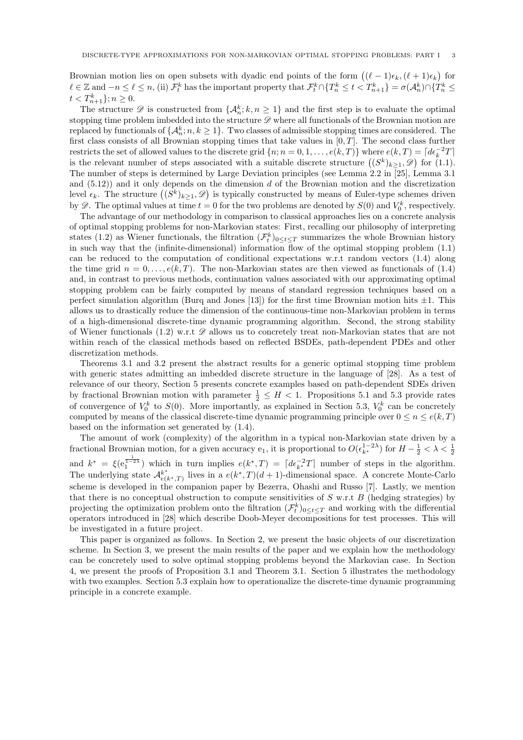Brownian motion lies on open subsets with dyadic end points of the form $\big((\ell-1)\epsilon_k, (\ell+1)\epsilon_k\big)$ for $\ell \in \mathbb{Z}$ and $-n \le \ell \le n$, (ii) $\mathcal{F}^k_t$ has the important property that $\mathcal{F}^k_t \cap \{T^k_n \le t < T^k_{n+1}\} = \sigma(\mathcal{A}^k_n) \cap \{T^k_n \le t < T^k_{n+1}\}; n \ge 0$.

The structure $\mathscr{D}$ is constructed from $\{\mathcal{A}^k_n; k, n \ge 1\}$ and the first step is to evaluate the optimal stopping time problem imbedded into the structure $\mathscr{D}$ where all functionals of the Brownian motion are replaced by functionals of $\{\mathcal{A}^k_n; n, k \ge 1\}$. Two classes of admissible stopping times are considered. The first class consists of all Brownian stopping times that take values in $[0, T]$. The second class further restricts the set of allowed values to the discrete grid $\{n; n = 0, 1, \ldots, e(k, T)\}$ where $e(k,T) = \lceil d\epsilon_k^{-2} T \rceil$ is the relevant number of steps associated with a suitable discrete structure $\big((S^k)_{k\ge 1}, \mathscr{D}\big)$ for (1.1). The number of steps is determined by Large Deviation principles (see Lemma 2.2 in [25], Lemma 3.1 and (5.12)) and it only depends on the dimension $d$ of the Brownian motion and the discretization level $\epsilon_k$. The structure $\big((S^k)_{k\ge 1}, \mathscr{D}\big)$ is typically constructed by means of Euler-type schemes driven by $\mathscr{D}$. The optimal values at time $t = 0$ for the two problems are denoted by $S(0)$ and $V^k_0$, respectively.

The advantage of our methodology in comparison to classical approaches lies on a concrete analysis of optimal stopping problems for non-Markovian states: First, recalling our philosophy of interpreting states (1.2) as Wiener functionals, the filtration $(\mathcal{F}^k_t)_{0\le t\le T}$ summarizes the whole Brownian history in such way that the (infinite-dimensional) information flow of the optimal stopping problem (1.1) can be reduced to the computation of conditional expectations w.r.t random vectors (1.4) along the time grid $n = 0, \ldots, e(k, T)$. The non-Markovian states are then viewed as functionals of (1.4) and, in contrast to previous methods, continuation values associated with our approximating optimal stopping problem can be fairly computed by means of standard regression techniques based on a perfect simulation algorithm (Burq and Jones [13]) for the first time Brownian motion hits $\pm 1$. This allows us to drastically reduce the dimension of the continuous-time non-Markovian problem in terms of a high-dimensional discrete-time dynamic programming algorithm. Second, the strong stability of Wiener functionals (1.2) w.r.t $\mathscr{D}$ allows us to concretely treat non-Markovian states that are not within reach of the classical methods based on reflected BSDEs, path-dependent PDEs and other discretization methods.

Theorems 3.1 and 3.2 present the abstract results for a generic optimal stopping time problem with generic states admitting an imbedded discrete structure in the language of [28]. As a test of relevance of our theory, Section 5 presents concrete examples based on path-dependent SDEs driven by fractional Brownian motion with parameter $\frac{1}{2} \le H < 1$. Propositions 5.1 and 5.3 provide rates of convergence of $V^k_0$ to $S(0)$. More importantly, as explained in Section 5.3, $V^k_0$ can be concretely computed by means of the classical discrete-time dynamic programming principle over $0 \le n \le e(k, T)$ based on the information set generated by (1.4).

The amount of work (complexity) of the algorithm in a typical non-Markovian state driven by a fractional Brownian motion, for a given accuracy $\mathrm{e}_1$, it is proportional to $O(\epsilon_{k^*}^{1-2\lambda})$ for $H - \frac{1}{2} < \lambda < \frac{1}{2}$ and $k^* = \xi(\mathrm{e}_1^{\frac{1}{1-2\lambda}})$ which in turn implies $e(k^*, T) = \lceil d\epsilon_{k^*}^{-2} T \rceil$ number of steps in the algorithm. The underlying state $\mathcal{A}^{k^*}_{e(k^*,T)}$ lives in a $e(k^*, T)(d+1)$-dimensional space. A concrete Monte-Carlo scheme is developed in the companion paper by Bezerra, Ohashi and Russo [7]. Lastly, we mention that there is no conceptual obstruction to compute sensitivities of $S$ w.r.t $B$ (hedging strategies) by projecting the optimization problem onto the filtration $(\mathcal{F}^k_t)_{0\le t\le T}$ and working with the differential operators introduced in [28] which describe Doob-Meyer decompositions for test processes. This will be investigated in a future project.

This paper is organized as follows. In Section 2, we present the basic objects of our discretization scheme. In Section 3, we present the main results of the paper and we explain how the methodology can be concretely used to solve optimal stopping problems beyond the Markovian case. In Section 4, we present the proofs of Proposition 3.1 and Theorem 3.1. Section 5 illustrates the methodology with two examples. Section 5.3 explain how to operationalize the discrete-time dynamic programming principle in a concrete example.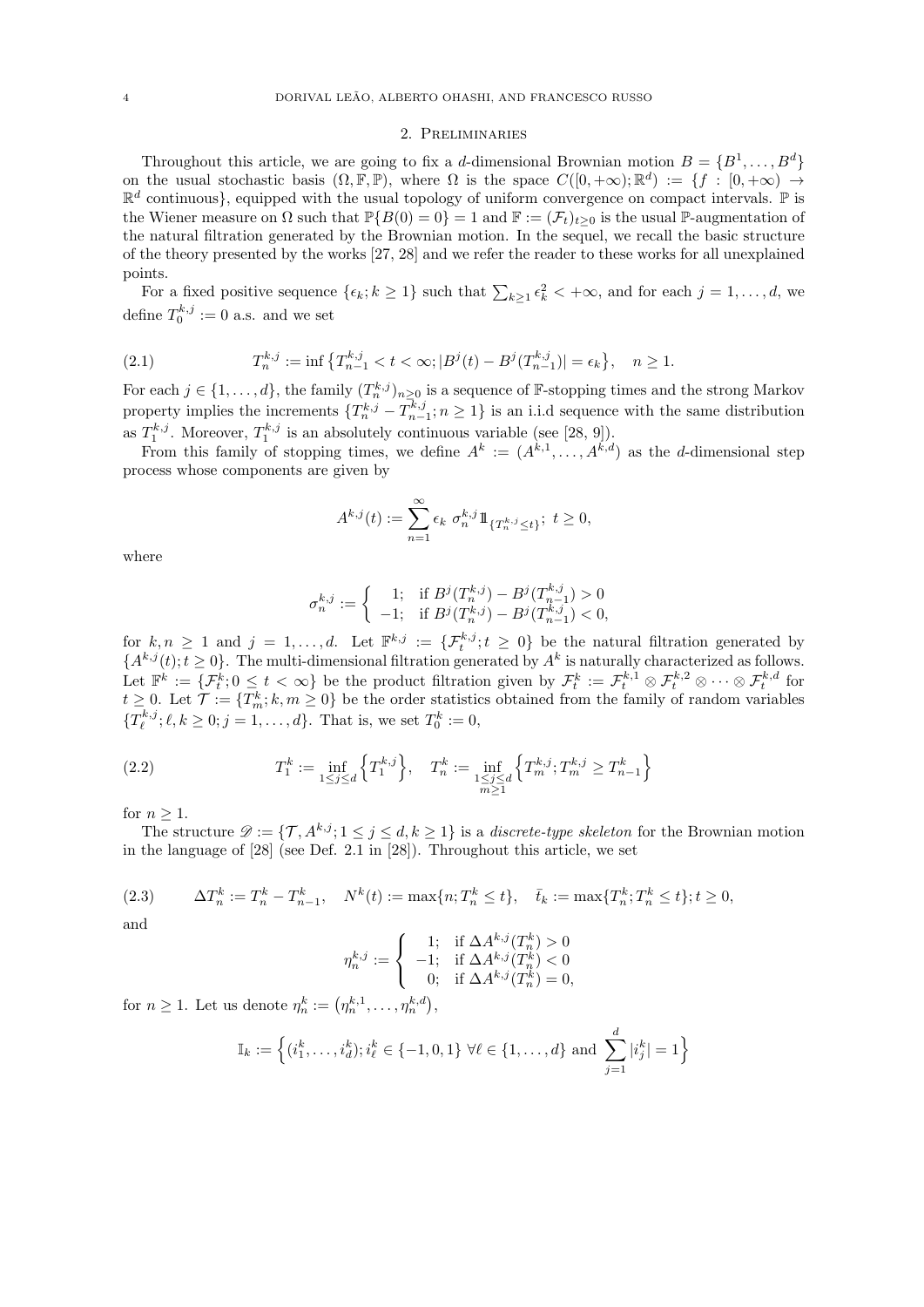## 2. Preliminaries

Throughout this article, we are going to fix a $d$-dimensional Brownian motion $B = \{B^1, \ldots, B^d\}$ on the usual stochastic basis $(\Omega, \mathbb{F}, \mathbb{P})$, where $\Omega$ is the space $C([0,+\infty); \mathbb{R}^d) := \{f : [0,+\infty) \to \mathbb{R}^d \text{ continuous}\}$, equipped with the usual topology of uniform convergence on compact intervals. $\mathbb{P}$ is the Wiener measure on $\Omega$ such that $\mathbb{P}\{B(0) = 0\} = 1$ and $\mathbb{F} := (\mathcal{F}_t)_{t\geq 0}$ is the usual $\mathbb{P}$-augmentation of the natural filtration generated by the Brownian motion. In the sequel, we recall the basic structure of the theory presented by the works [27, 28] and we refer the reader to these works for all unexplained points.

For a fixed positive sequence $\{\epsilon_k; k \geq 1\}$ such that $\sum_{k\geq 1} \epsilon_k^2 < +\infty$, and for each $j = 1, \ldots, d$, we define $T_0^{k,j} := 0$ a.s. and we set

$$T_n^{k,j} := \inf\left\{T_{n-1}^{k,j} < t < \infty; |B^j(t) - B^j(T_{n-1}^{k,j})| = \epsilon_k\right\}, \quad n \geq 1. \tag{2.1}$$

For each $j \in \{1, \ldots, d\}$, the family $(T_n^{k,j})_{n\geq 0}$ is a sequence of $\mathbb{F}$-stopping times and the strong Markov property implies the increments $\{T_n^{k,j} - T_{n-1}^{k,j}; n \geq 1\}$ is an i.i.d sequence with the same distribution as $T_1^{k,j}$. Moreover, $T_1^{k,j}$ is an absolutely continuous variable (see [28, 9]).

From this family of stopping times, we define $A^k := (A^{k,1}, \ldots, A^{k,d})$ as the $d$-dimensional step process whose components are given by

$$A^{k,j}(t) := \sum_{n=1}^{\infty} \epsilon_k \ \sigma_n^{k,j} 1\!\!1_{\{T_n^{k,j} \leq t\}}; \ t \geq 0,$$

where

$$\sigma_n^{k,j} := \begin{cases} 1; & \text{if } B^j(T_n^{k,j}) - B^j(T_{n-1}^{k,j}) > 0 \\ -1; & \text{if } B^j(T_n^{k,j}) - B^j(T_{n-1}^{k,j}) < 0, \end{cases}$$

for $k, n \geq 1$ and $j = 1, \ldots, d$. Let $\mathbb{F}^{k,j} := \{\mathcal{F}_t^{k,j}; t \geq 0\}$ be the natural filtration generated by $\{A^{k,j}(t); t \geq 0\}$. The multi-dimensional filtration generated by $A^k$ is naturally characterized as follows. Let $\mathbb{F}^k := \{\mathcal{F}_t^k; 0 \leq t < \infty\}$ be the product filtration given by $\mathcal{F}_t^k := \mathcal{F}_t^{k,1} \otimes \mathcal{F}_t^{k,2} \otimes \cdots \otimes \mathcal{F}_t^{k,d}$ for $t \geq 0$. Let $\mathcal{T} := \{T_m^k; k, m \geq 0\}$ be the order statistics obtained from the family of random variables $\{T_\ell^{k,j}; \ell, k \geq 0; j = 1, \ldots, d\}$. That is, we set $T_0^k := 0$,

$$T_1^k := \inf_{1\leq j\leq d}\left\{T_1^{k,j}\right\}, \quad T_n^k := \inf_{\substack{1\leq j\leq d \\ m\geq 1}}\left\{T_m^{k,j}; T_m^{k,j} \geq T_{n-1}^k\right\} \tag{2.2}$$

for $n \geq 1$.

The structure $\mathscr{D} := \{\mathcal{T}, A^{k,j}; 1 \leq j \leq d, k \geq 1\}$ is a *discrete-type skeleton* for the Brownian motion in the language of [28] (see Def. 2.1 in [28]). Throughout this article, we set

$$\Delta T_n^k := T_n^k - T_{n-1}^k, \quad N^k(t) := \max\{n; T_n^k \leq t\}, \quad \bar{t}_k := \max\{T_n^k; T_n^k \leq t\}; t \geq 0, \tag{2.3}$$

and

$$\eta_n^{k,j} := \begin{cases} 1; & \text{if } \Delta A^{k,j}(T_n^k) > 0 \\ -1; & \text{if } \Delta A^{k,j}(T_n^k) < 0 \\ 0; & \text{if } \Delta A^{k,j}(T_n^k) = 0, \end{cases}$$

for $n \geq 1$. Let us denote $\eta_n^k := \left(\eta_n^{k,1}, \ldots, \eta_n^{k,d}\right)$,

$$\mathbb{I}_k := \left\{(i_1^k, \ldots, i_d^k); i_\ell^k \in \{-1, 0, 1\} \ \forall \ell \in \{1, \ldots, d\} \text{ and } \sum_{j=1}^{d} |i_j^k| = 1\right\}$$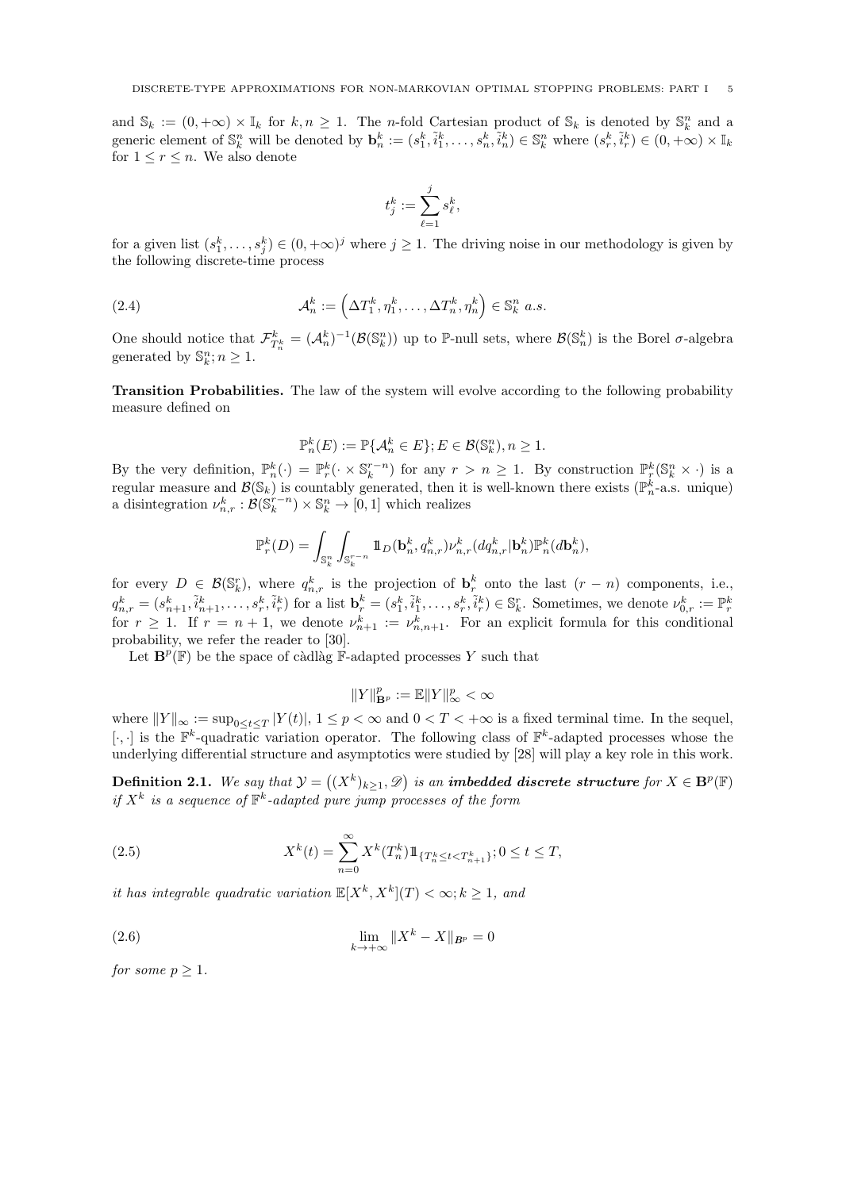and $\mathbb{S}_k := (0,+\infty) \times \mathbb{I}_k$ for $k, n \geq 1$. The $n$-fold Cartesian product of $\mathbb{S}_k$ is denoted by $\mathbb{S}^n_k$ and a generic element of $\mathbb{S}^n_k$ will be denoted by $\mathbf{b}^k_n := (s^k_1, \tilde{i}^k_1, \ldots, s^k_n, \tilde{i}^k_n) \in \mathbb{S}^n_k$ where $(s^k_r, \tilde{i}^k_r) \in (0,+\infty) \times \mathbb{I}_k$ for $1 \leq r \leq n$. We also denote

$$t^k_j := \sum_{\ell=1}^{j} s^k_\ell,$$

for a given list $(s^k_1, \ldots, s^k_j) \in (0,+\infty)^j$ where $j \geq 1$. The driving noise in our methodology is given by the following discrete-time process

$$\mathcal{A}^k_n := \left(\Delta T^k_1, \eta^k_1, \ldots, \Delta T^k_n, \eta^k_n\right) \in \mathbb{S}^n_k \ a.s. \tag{2.4}$$

One should notice that $\mathcal{F}^k_{T^k_n} = (\mathcal{A}^k_n)^{-1}(\mathcal{B}(\mathbb{S}^n_k))$ up to $\mathbb{P}$-null sets, where $\mathcal{B}(\mathbb{S}^k_n)$ is the Borel $\sigma$-algebra generated by $\mathbb{S}^n_k; n \geq 1$.

**Transition Probabilities.** The law of the system will evolve according to the following probability measure defined on

$$\mathbb{P}^k_n(E) := \mathbb{P}\{\mathcal{A}^k_n \in E\}; E \in \mathcal{B}(\mathbb{S}^n_k), n \geq 1.$$

By the very definition, $\mathbb{P}^k_n(\cdot) = \mathbb{P}^k_r(\cdot \times \mathbb{S}^{r-n}_k)$ for any $r > n \geq 1$. By construction $\mathbb{P}^k_r(\mathbb{S}^n_k \times \cdot)$ is a regular measure and $\mathcal{B}(\mathbb{S}_k)$ is countably generated, then it is well-known there exists ($\mathbb{P}^k_n$-a.s. unique) a disintegration $\nu^k_{n,r} : \mathcal{B}(\mathbb{S}^{r-n}_k) \times \mathbb{S}^n_k \to [0,1]$ which realizes

$$\mathbb{P}^k_r(D) = \int_{\mathbb{S}^n_k} \int_{\mathbb{S}^{r-n}_k} \mathbb{1}_D(\mathbf{b}^k_n, q^k_{n,r}) \nu^k_{n,r}(dq^k_{n,r}|\mathbf{b}^k_n) \mathbb{P}^k_n(d\mathbf{b}^k_n),$$

for every $D \in \mathcal{B}(\mathbb{S}^r_k)$, where $q^k_{n,r}$ is the projection of $\mathbf{b}^k_r$ onto the last $(r-n)$ components, i.e., $q^k_{n,r} = (s^k_{n+1}, \tilde{i}^k_{n+1}, \ldots, s^k_r, \tilde{i}^k_r)$ for a list $\mathbf{b}^k_r = (s^k_1, \tilde{i}^k_1, \ldots, s^k_r, \tilde{i}^k_r) \in \mathbb{S}^r_k$. Sometimes, we denote $\nu^k_{0,r} := \mathbb{P}^k_r$ for $r \geq 1$. If $r = n+1$, we denote $\nu^k_{n+1} := \nu^k_{n,n+1}$. For an explicit formula for this conditional probability, we refer the reader to [30].

Let $\mathbf{B}^p(\mathbb{F})$ be the space of càdlàg $\mathbb{F}$-adapted processes $Y$ such that

$$\|Y\|^p_{\mathbf{B}^p} := \mathbb{E}\|Y\|^p_\infty < \infty$$

where $\|Y\|_\infty := \sup_{0 \leq t \leq T} |Y(t)|$, $1 \leq p < \infty$ and $0 < T < +\infty$ is a fixed terminal time. In the sequel, $[\cdot,\cdot]$ is the $\mathbb{F}^k$-quadratic variation operator. The following class of $\mathbb{F}^k$-adapted processes whose the underlying differential structure and asymptotics were studied by [28] will play a key role in this work.

**Definition 2.1.** *We say that $\mathcal{Y} = \big((X^k)_{k\geq 1}, \mathscr{D}\big)$ is an* ***imbedded discrete structure*** *for $X \in \mathbf{B}^p(\mathbb{F})$ if $X^k$ is a sequence of $\mathbb{F}^k$-adapted pure jump processes of the form*

$$X^k(t) = \sum_{n=0}^{\infty} X^k(T^k_n) \mathbb{1}_{\{T^k_n \leq t < T^k_{n+1}\}}; 0 \leq t \leq T, \tag{2.5}$$

*it has integrable quadratic variation $\mathbb{E}[X^k, X^k](T) < \infty; k \geq 1$, and*

$$\lim_{k \to +\infty} \|X^k - X\|_{\mathbf{B}^p} = 0 \tag{2.6}$$

*for some $p \geq 1$.*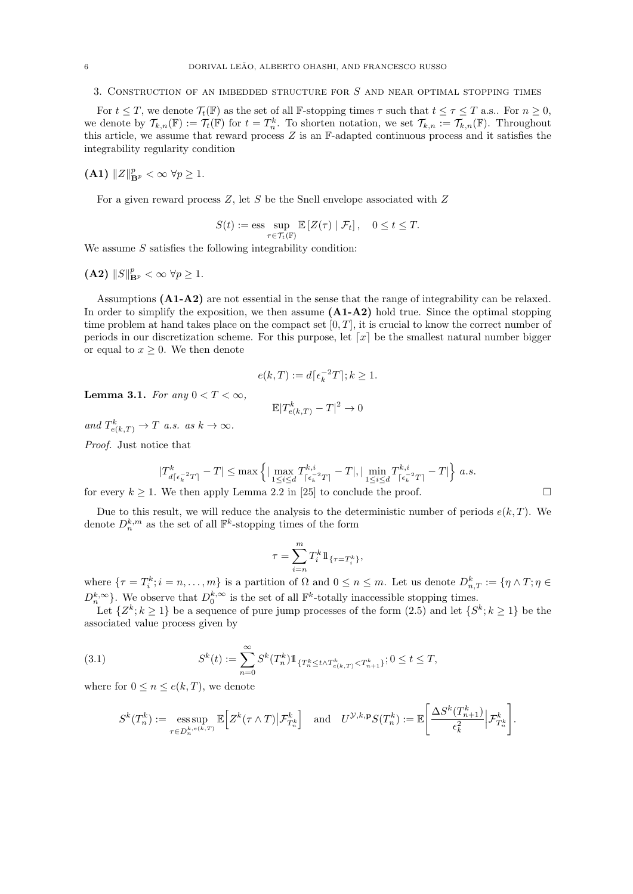## 3. Construction of an imbedded structure for $S$ and near optimal stopping times

For $t \le T$, we denote $\mathcal{T}_t(\mathbb{F})$ as the set of all $\mathbb{F}$-stopping times $\tau$ such that $t \le \tau \le T$ a.s.. For $n \ge 0$, we denote by $\mathcal{T}_{k,n}(\mathbb{F}) := \mathcal{T}_t(\mathbb{F})$ for $t = T^k_n$. To shorten notation, we set $\mathcal{T}_{k,n} := \mathcal{T}_{k,n}(\mathbb{F})$. Throughout this article, we assume that reward process $Z$ is an $\mathbb{F}$-adapted continuous process and it satisfies the integrability regularity condition

**(A1)** $\|Z\|^p_{\mathbf{B}^p} < \infty \ \forall p \ge 1$.

For a given reward process $Z$, let $S$ be the Snell envelope associated with $Z$

$$S(t) := \text{ess} \sup_{\tau \in \mathcal{T}_t(\mathbb{F})} \mathbb{E}\left[Z(\tau) \mid \mathcal{F}_t\right], \quad 0 \le t \le T.$$

We assume $S$ satisfies the following integrability condition:

**(A2)** $\|S\|^p_{\mathbf{B}^p} < \infty \ \forall p \ge 1$.

Assumptions **(A1-A2)** are not essential in the sense that the range of integrability can be relaxed. In order to simplify the exposition, we then assume **(A1-A2)** hold true. Since the optimal stopping time problem at hand takes place on the compact set $[0, T]$, it is crucial to know the correct number of periods in our discretization scheme. For this purpose, let $\lceil x \rceil$ be the smallest natural number bigger or equal to $x \ge 0$. We then denote

$$e(k, T) := d\lceil \epsilon_k^{-2} T \rceil; k \ge 1.$$

**Lemma 3.1.** *For any $0 < T < \infty$,*

$$\mathbb{E}|T^k_{e(k,T)} - T|^2 \to 0$$

*and $T^k_{e(k,T)} \to T$ a.s. as $k \to \infty$.*

*Proof.* Just notice that

$$|T^k_{d\lceil \epsilon_k^{-2} T\rceil} - T| \le \max\left\{ | \max_{1 \le i \le d} T^{k,i}_{\lceil \epsilon_k^{-2} T \rceil} - T|, | \min_{1 \le i \le d} T^{k,i}_{\lceil \epsilon_k^{-2} T \rceil} - T| \right\} \ a.s.$$

for every $k \ge 1$. We then apply Lemma 2.2 in [25] to conclude the proof. $\square$

Due to this result, we will reduce the analysis to the deterministic number of periods $e(k, T)$. We denote $D^{k,m}_n$ as the set of all $\mathbb{F}^k$-stopping times of the form

$$\tau = \sum_{i=n}^{m} T^k_i \mathbb{1}_{\{\tau = T^k_i\}},$$

where $\{\tau = T^k_i; i = n, \ldots, m\}$ is a partition of $\Omega$ and $0 \le n \le m$. Let us denote $D^k_{n,T} := \{\eta \wedge T; \eta \in D^{k,\infty}_n\}$. We observe that $D^{k,\infty}_0$ is the set of all $\mathbb{F}^k$-totally inaccessible stopping times.

Let $\{Z^k; k \ge 1\}$ be a sequence of pure jump processes of the form (2.5) and let $\{S^k; k \ge 1\}$ be the associated value process given by

$$S^k(t) := \sum_{n=0}^{\infty} S^k(T^k_n) \mathbb{1}_{\{T^k_n \le t \wedge T^k_{e(k,T)} < T^k_{n+1}\}}; 0 \le t \le T, \tag{3.1}$$

where for $0 \le n \le e(k, T)$, we denote

$$S^k(T^k_n) := \operatorname*{ess\,sup}_{\tau \in D^{k,e(k,T)}_n} \mathbb{E}\Big[Z^k(\tau \wedge T) \Big| \mathcal{F}^k_{T^k_n}\Big] \quad \text{and} \quad U^{\mathcal{Y},k,\mathbf{p}} S(T^k_n) := \mathbb{E}\left[\frac{\Delta S^k(T^k_{n+1})}{\epsilon_k^2} \Big| \mathcal{F}^k_{T^k_n}\right].$$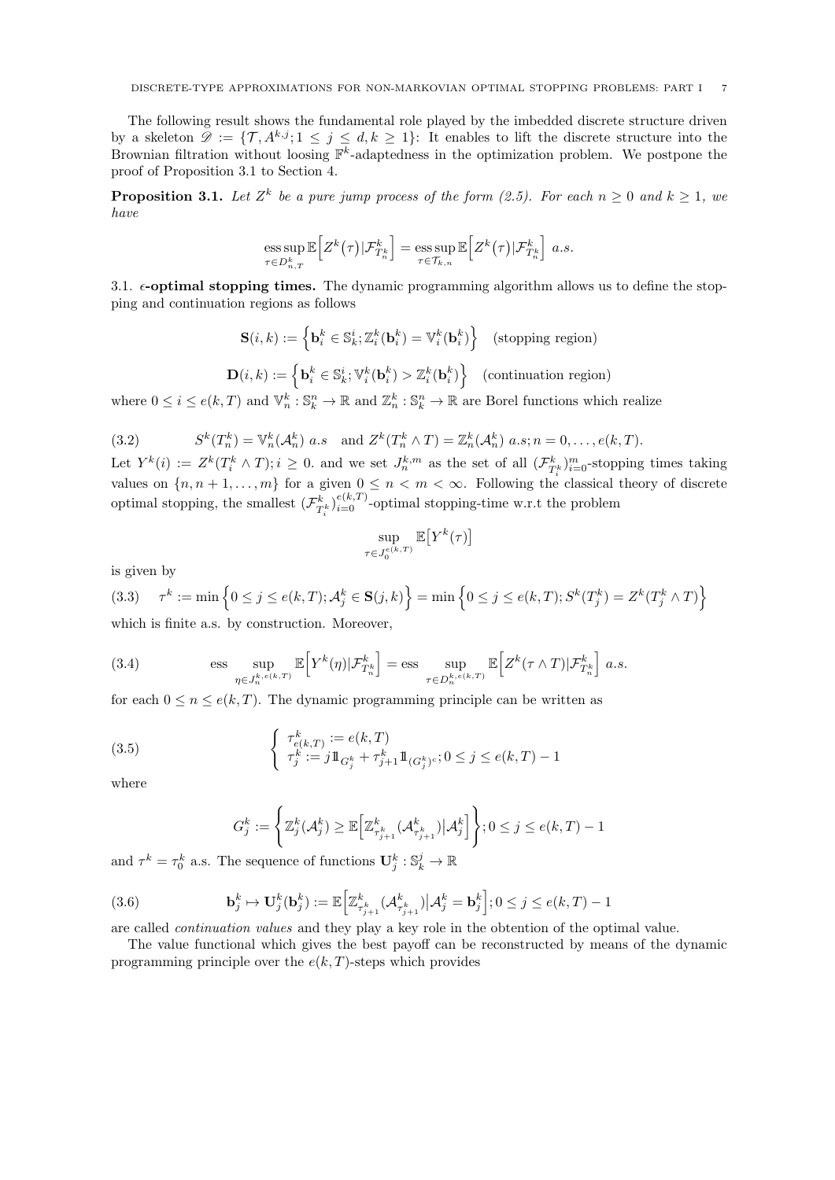The following result shows the fundamental role played by the imbedded discrete structure driven by a skeleton $\mathscr{D} := \{\mathcal{T}, A^{k,j}; 1 \le j \le d, k \ge 1\}$: It enables to lift the discrete structure into the Brownian filtration without loosing $\mathbb{F}^k$-adaptedness in the optimization problem. We postpone the proof of Proposition 3.1 to Section 4.

**Proposition 3.1.** *Let $Z^k$ be a pure jump process of the form (2.5). For each $n \ge 0$ and $k \ge 1$, we have*

$$\operatorname*{ess\,sup}_{\tau \in D^k_{n,T}} \mathbb{E}\Big[Z^k(\tau)|\mathcal{F}^k_{T^k_n}\Big] = \operatorname*{ess\,sup}_{\tau \in \mathcal{T}_{k,n}} \mathbb{E}\Big[Z^k(\tau)|\mathcal{F}^k_{T^k_n}\Big] \ a.s.$$

### 3.1. $\epsilon$-optimal stopping times.

The dynamic programming algorithm allows us to define the stopping and continuation regions as follows

$$\mathbf{S}(i,k) := \Big\{\mathbf{b}^k_i \in \mathbb{S}^i_k; \mathbb{Z}^k_i(\mathbf{b}^k_i) = \mathbb{V}^k_i(\mathbf{b}^k_i)\Big\} \quad \text{(stopping region)}$$

$$\mathbf{D}(i,k) := \Big\{\mathbf{b}^k_i \in \mathbb{S}^i_k; \mathbb{V}^k_i(\mathbf{b}^k_i) > \mathbb{Z}^k_i(\mathbf{b}^k_i)\Big\} \quad \text{(continuation region)}$$

where $0 \le i \le e(k,T)$ and $\mathbb{V}^k_n : \mathbb{S}^n_k \to \mathbb{R}$ and $\mathbb{Z}^k_n : \mathbb{S}^n_k \to \mathbb{R}$ are Borel functions which realize

$$S^k(T^k_n) = \mathbb{V}^k_n(\mathcal{A}^k_n) \ a.s \quad \text{and } Z^k(T^k_n \wedge T) = \mathbb{Z}^k_n(\mathcal{A}^k_n) \ a.s; n = 0, \ldots, e(k,T). \tag{3.2}$$

Let $Y^k(i) := Z^k(T^k_i \wedge T); i \ge 0$. and we set $J^{k,m}_n$ as the set of all $(\mathcal{F}^k_{T^k_i})^m_{i=0}$-stopping times taking values on $\{n, n+1, \ldots, m\}$ for a given $0 \le n < m < \infty$. Following the classical theory of discrete optimal stopping, the smallest $(\mathcal{F}^k_{T^k_i})^{e(k,T)}_{i=0}$-optimal stopping-time w.r.t the problem

$$\sup_{\tau \in J^{e(k,T)}_0} \mathbb{E}\big[Y^k(\tau)\big]$$

is given by

$$\tau^k := \min\Big\{0 \le j \le e(k,T); \mathcal{A}^k_j \in \mathbf{S}(j,k)\Big\} = \min\Big\{0 \le j \le e(k,T); S^k(T^k_j) = Z^k(T^k_j \wedge T)\Big\} \tag{3.3}$$

which is finite a.s. by construction. Moreover,

$$\operatorname{ess} \sup_{\eta \in J^{k,e(k,T)}_n} \mathbb{E}\Big[Y^k(\eta)|\mathcal{F}^k_{T^k_n}\Big] = \operatorname{ess} \sup_{\tau \in D^{k,e(k,T)}_n} \mathbb{E}\Big[Z^k(\tau \wedge T)|\mathcal{F}^k_{T^k_n}\Big] \ a.s. \tag{3.4}$$

for each $0 \le n \le e(k,T)$. The dynamic programming principle can be written as

$$\begin{cases} \tau^k_{e(k,T)} := e(k,T) \\ \tau^k_j := j \mathbb{1}_{G^k_j} + \tau^k_{j+1} \mathbb{1}_{(G^k_j)^c}; 0 \le j \le e(k,T) - 1 \end{cases} \tag{3.5}$$

where

$$G^k_j := \Bigg\{\mathbb{Z}^k_j(\mathcal{A}^k_j) \ge \mathbb{E}\Big[\mathbb{Z}^k_{\tau^k_{j+1}}(\mathcal{A}^k_{\tau^k_{j+1}})\big|\mathcal{A}^k_j\Big]\Bigg\}; 0 \le j \le e(k,T) - 1$$

and $\tau^k = \tau^k_0$ a.s. The sequence of functions $\mathbf{U}^k_j : \mathbb{S}^j_k \to \mathbb{R}$

$$\mathbf{b}^k_j \mapsto \mathbf{U}^k_j(\mathbf{b}^k_j) := \mathbb{E}\Big[\mathbb{Z}^k_{\tau^k_{j+1}}(\mathcal{A}^k_{\tau^k_{j+1}})\big|\mathcal{A}^k_j = \mathbf{b}^k_j\Big]; 0 \le j \le e(k,T) - 1 \tag{3.6}$$

are called *continuation values* and they play a key role in the obtention of the optimal value.

The value functional which gives the best payoff can be reconstructed by means of the dynamic programming principle over the $e(k,T)$-steps which provides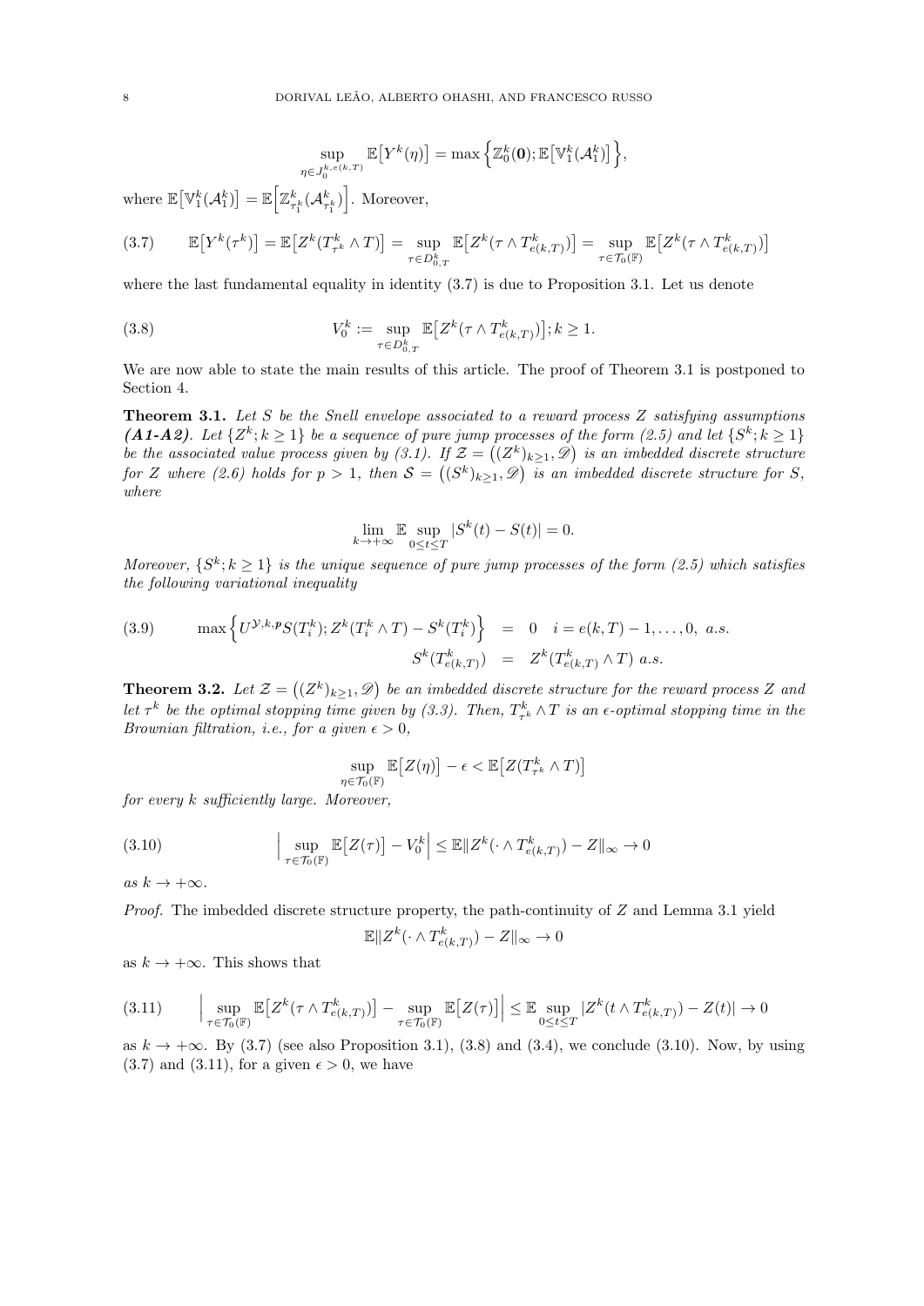$$\sup_{\eta\in J_0^{k,e(k,T)}}\mathbb{E}\big[Y^k(\eta)\big]=\max\Big\{\mathbb{Z}_0^k(\mathbf{0});\mathbb{E}\big[\mathbb{V}_1^k(\mathcal{A}_1^k)\big]\Big\},$$

where $\mathbb{E}\big[\mathbb{V}_1^k(\mathcal{A}_1^k)\big]=\mathbb{E}\Big[\mathbb{Z}^k_{\tau_1^k}(\mathcal{A}^k_{\tau_1^k})\Big]$. Moreover,

$$\mathbb{E}\big[Y^k(\tau^k)\big]=\mathbb{E}\big[Z^k(T^k_{\tau^k}\wedge T)\big]=\sup_{\tau\in D^k_{0,T}}\mathbb{E}\big[Z^k(\tau\wedge T^k_{e(k,T)})\big]=\sup_{\tau\in\mathcal{T}_0(\mathbb{F})}\mathbb{E}\big[Z^k(\tau\wedge T^k_{e(k,T)})\big]\tag{3.7}$$

where the last fundamental equality in identity (3.7) is due to Proposition 3.1. Let us denote

$$V_0^k:=\sup_{\tau\in D^k_{0,T}}\mathbb{E}\big[Z^k(\tau\wedge T^k_{e(k,T)})\big];k\geq 1.\tag{3.8}$$

We are now able to state the main results of this article. The proof of Theorem 3.1 is postponed to Section 4.

**Theorem 3.1.** *Let $S$ be the Snell envelope associated to a reward process $Z$ satisfying assumptions **(A1-A2)**. Let $\{Z^k;k\geq 1\}$ be a sequence of pure jump processes of the form (2.5) and let $\{S^k;k\geq 1\}$ be the associated value process given by (3.1). If $\mathcal{Z}=\big((Z^k)_{k\geq 1},\mathscr{D}\big)$ is an imbedded discrete structure for $Z$ where (2.6) holds for $p>1$, then $\mathcal{S}=\big((S^k)_{k\geq 1},\mathscr{D}\big)$ is an imbedded discrete structure for $S$, where*

$$\lim_{k\rightarrow+\infty}\mathbb{E}\sup_{0\leq t\leq T}|S^k(t)-S(t)|=0.$$

*Moreover, $\{S^k;k\geq 1\}$ is the unique sequence of pure jump processes of the form (2.5) which satisfies the following variational inequality*

$$\begin{aligned}\max\Big\{U^{\mathcal{Y},k,\mathbf{p}}S(T_i^k);Z^k(T_i^k\wedge T)-S^k(T_i^k)\Big\}&=0\quad i=e(k,T)-1,\ldots,0,\ a.s.\\ S^k(T^k_{e(k,T)})&=Z^k(T^k_{e(k,T)}\wedge T)\ a.s.\end{aligned}\tag{3.9}$$

**Theorem 3.2.** *Let $\mathcal{Z}=\big((Z^k)_{k\geq 1},\mathscr{D}\big)$ be an imbedded discrete structure for the reward process $Z$ and let $\tau^k$ be the optimal stopping time given by (3.3). Then, $T^k_{\tau^k}\wedge T$ is an $\epsilon$-optimal stopping time in the Brownian filtration, i.e., for a given $\epsilon>0$,*

$$\sup_{\eta\in\mathcal{T}_0(\mathbb{F})}\mathbb{E}\big[Z(\eta)\big]-\epsilon<\mathbb{E}\big[Z(T^k_{\tau^k}\wedge T)\big]$$

*for every $k$ sufficiently large. Moreover,*

$$\Big|\sup_{\tau\in\mathcal{T}_0(\mathbb{F})}\mathbb{E}\big[Z(\tau)\big]-V_0^k\Big|\leq\mathbb{E}\|Z^k(\cdot\wedge T^k_{e(k,T)})-Z\|_\infty\rightarrow 0\tag{3.10}$$

*as $k\rightarrow+\infty$.*

*Proof.* The imbedded discrete structure property, the path-continuity of $Z$ and Lemma 3.1 yield

$$\mathbb{E}\|Z^k(\cdot\wedge T^k_{e(k,T)})-Z\|_\infty\rightarrow 0$$

as $k\rightarrow+\infty$. This shows that

$$\Big|\sup_{\tau\in\mathcal{T}_0(\mathbb{F})}\mathbb{E}\big[Z^k(\tau\wedge T^k_{e(k,T)})\big]-\sup_{\tau\in\mathcal{T}_0(\mathbb{F})}\mathbb{E}\big[Z(\tau)\big]\Big|\leq\mathbb{E}\sup_{0\leq t\leq T}|Z^k(t\wedge T^k_{e(k,T)})-Z(t)|\rightarrow 0\tag{3.11}$$

as $k\rightarrow+\infty$. By (3.7) (see also Proposition 3.1), (3.8) and (3.4), we conclude (3.10). Now, by using (3.7) and (3.11), for a given $\epsilon>0$, we have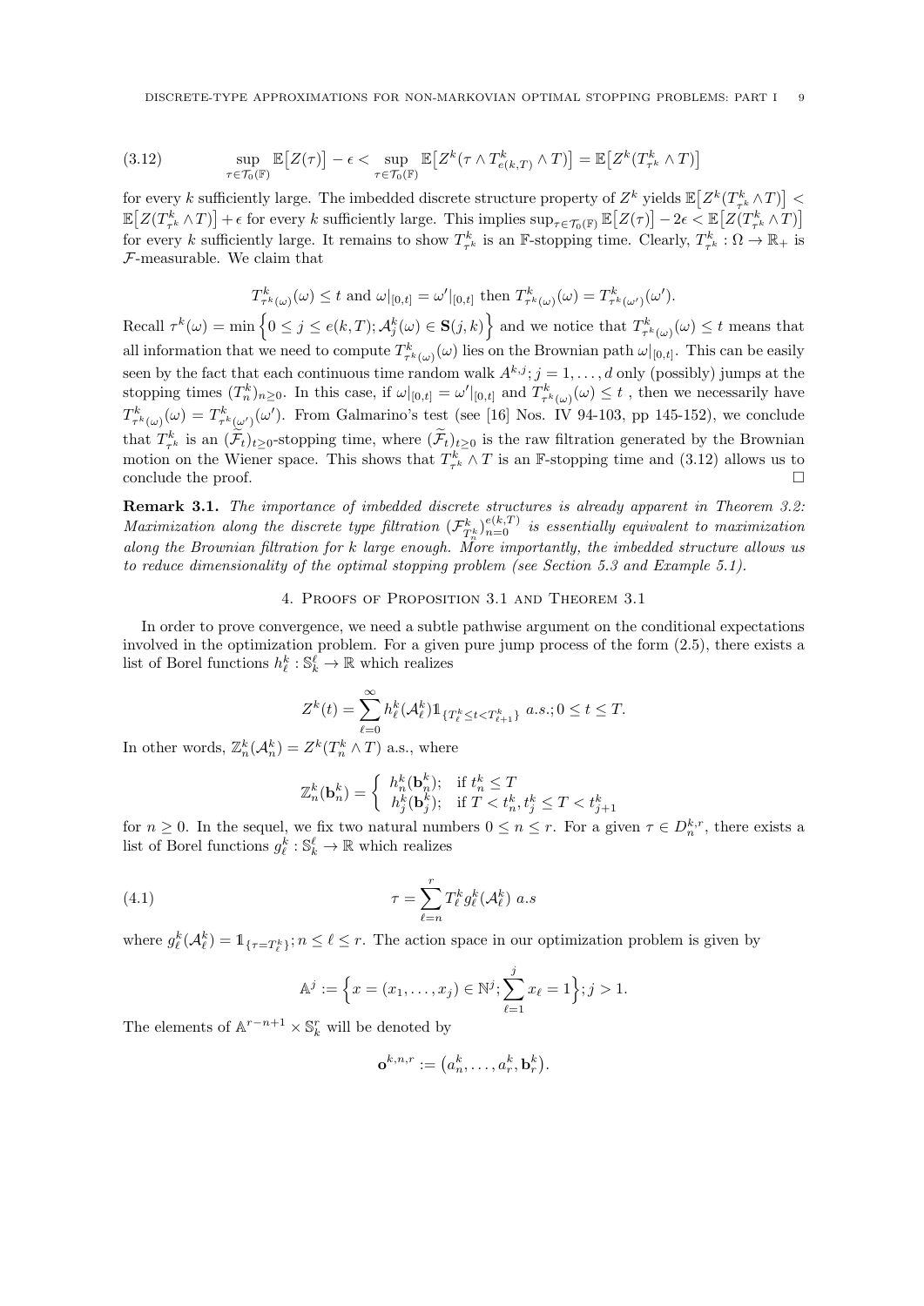$$
\sup_{\tau \in \mathcal{T}_0(\mathbb{F})} \mathbb{E}\big[Z(\tau)\big] - \epsilon < \sup_{\tau \in \mathcal{T}_0(\mathbb{F})} \mathbb{E}\big[Z^k(\tau \wedge T^k_{e(k,T)} \wedge T)\big] = \mathbb{E}\big[Z^k(T^k_{\tau^k} \wedge T)\big] \tag{3.12}
$$

for every $k$ sufficiently large. The imbedded discrete structure property of $Z^k$ yields $\mathbb{E}\big[Z^k(T^k_{\tau_k} \wedge T)\big] < \mathbb{E}\big[Z(T^k_{\tau^k} \wedge T)\big] + \epsilon$ for every $k$ sufficiently large. This implies $\sup_{\tau \in \mathcal{T}_0(\mathbb{F})} \mathbb{E}\big[Z(\tau)\big] - 2\epsilon < \mathbb{E}\big[Z(T^k_{\tau^k} \wedge T)\big]$ for every $k$ sufficiently large. It remains to show $T^k_{\tau^k}$ is an $\mathbb{F}$-stopping time. Clearly, $T^k_{\tau^k}: \Omega \rightarrow \mathbb{R}_+$ is $\mathcal{F}$-measurable. We claim that

$$
T^k_{\tau^k(\omega)}(\omega) \le t \text{ and } \omega|_{[0,t]} = \omega'|_{[0,t]} \text{ then } T^k_{\tau^k(\omega)}(\omega) = T^k_{\tau^k(\omega')}(\omega').
$$

Recall $\tau^k(\omega) = \min\Big\{0 \le j \le e(k,T); \mathcal{A}^k_j(\omega) \in \mathbf{S}(j,k)\Big\}$ and we notice that $T^k_{\tau^k(\omega)}(\omega) \le t$ means that all information that we need to compute $T^k_{\tau^k(\omega)}(\omega)$ lies on the Brownian path $\omega|_{[0,t]}$. This can be easily seen by the fact that each continuous time random walk $A^{k,j}; j = 1, \ldots, d$ only (possibly) jumps at the stopping times $(T^k_n)_{n\ge 0}$. In this case, if $\omega|_{[0,t]} = \omega'|_{[0,t]}$ and $T^k_{\tau^k(\omega)}(\omega) \le t$ , then we necessarily have $T^k_{\tau^k(\omega)}(\omega) = T^k_{\tau^k(\omega')}(\omega')$. From Galmarino's test (see [16] Nos. IV 94-103, pp 145-152), we conclude that $T^k_{\tau^k}$ is an $(\widetilde{\mathcal{F}}_t)_{t\ge 0}$-stopping time, where $(\widetilde{\mathcal{F}}_t)_{t\ge 0}$ is the raw filtration generated by the Brownian motion on the Wiener space. This shows that $T^k_{\tau^k} \wedge T$ is an $\mathbb{F}$-stopping time and (3.12) allows us to conclude the proof. $\square$

**Remark 3.1.** *The importance of imbedded discrete structures is already apparent in Theorem 3.2: Maximization along the discrete type filtration $(\mathcal{F}^k_{T^k_n})_{n=0}^{e(k,T)}$ is essentially equivalent to maximization along the Brownian filtration for $k$ large enough. More importantly, the imbedded structure allows us to reduce dimensionality of the optimal stopping problem (see Section 5.3 and Example 5.1).*

## 4. Proofs of Proposition 3.1 and Theorem 3.1

In order to prove convergence, we need a subtle pathwise argument on the conditional expectations involved in the optimization problem. For a given pure jump process of the form (2.5), there exists a list of Borel functions $h^k_\ell : \mathbb{S}^\ell_k \rightarrow \mathbb{R}$ which realizes

$$
Z^k(t) = \sum_{\ell=0}^{\infty} h^k_\ell(\mathcal{A}^k_\ell) 1\!\!1_{\{T^k_\ell \le t < T^k_{\ell+1}\}} \ a.s.; 0 \le t \le T.
$$

In other words, $\mathbb{Z}^k_n(\mathcal{A}^k_n) = Z^k(T^k_n \wedge T)$ a.s., where

$$
\mathbb{Z}^k_n(\mathbf{b}^k_n) = \left\{ \begin{array}{ll} h^k_n(\mathbf{b}^k_n); & \text{if } t^k_n \le T \\ h^k_j(\mathbf{b}^k_j); & \text{if } T < t^k_n, t^k_j \le T < t^k_{j+1} \end{array} \right.
$$

for $n \ge 0$. In the sequel, we fix two natural numbers $0 \le n \le r$. For a given $\tau \in D^{k,r}_n$, there exists a list of Borel functions $g^k_\ell : \mathbb{S}^\ell_k \rightarrow \mathbb{R}$ which realizes

$$
\tau = \sum_{\ell=n}^{r} T^k_\ell g^k_\ell(\mathcal{A}^k_\ell) \ a.s \tag{4.1}
$$

where $g^k_\ell(\mathcal{A}^k_\ell) = 1\!\!1_{\{\tau = T^k_\ell\}}; n \le \ell \le r$. The action space in our optimization problem is given by

$$
\mathbb{A}^j := \Big\{x = (x_1, \ldots, x_j) \in \mathbb{N}^j; \sum_{\ell=1}^{j} x_\ell = 1\Big\}; j > 1.
$$

The elements of $\mathbb{A}^{r-n+1} \times \mathbb{S}^r_k$ will be denoted by

$$
\mathbf{o}^{k,n,r} := \big(a^k_n, \ldots, a^k_r, \mathbf{b}^k_r\big).
$$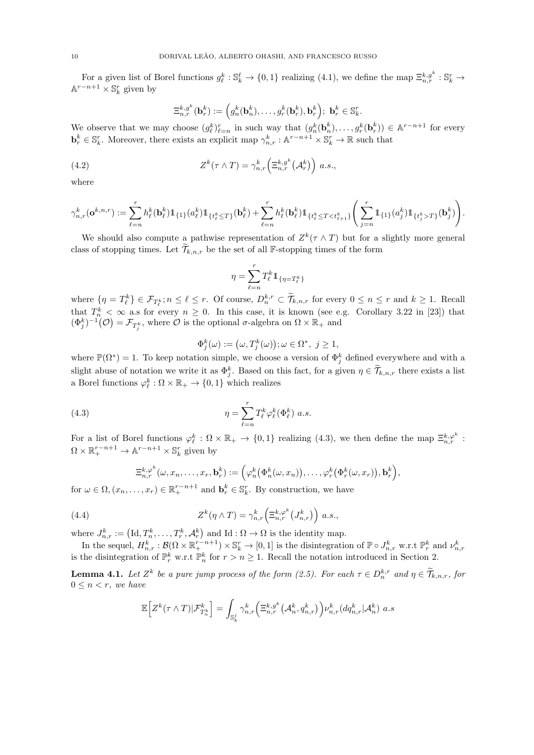For a given list of Borel functions $g^k_\ell : \mathbb{S}^\ell_k \to \{0,1\}$ realizing (4.1), we define the map $\Xi^{k,g^k}_{n,r} : \mathbb{S}^r_k \to \mathbb{A}^{r-n+1} \times \mathbb{S}^r_k$ given by

$$\Xi^{k,g^k}_{n,r}(\mathbf{b}^k_r) := \Big( g^k_n(\mathbf{b}^k_n), \ldots, g^k_r(\mathbf{b}^k_r), \mathbf{b}^k_r \Big); \ \mathbf{b}^k_r \in \mathbb{S}^r_k.$$

We observe that we may choose $(g^k_\ell)^r_{\ell=n}$ in such way that $(g^k_n(\mathbf{b}^k_n), \ldots, g^k_r(\mathbf{b}^k_r)) \in \mathbb{A}^{r-n+1}$ for every $\mathbf{b}^k_r \in \mathbb{S}^r_k$. Moreover, there exists an explicit map $\gamma^k_{n,r} : \mathbb{A}^{r-n+1} \times \mathbb{S}^r_k \to \mathbb{R}$ such that

$$Z^k(\tau \wedge T) = \gamma^k_{n,r}\Big( \Xi^{k,g^k}_{n,r}(\mathcal{A}^k_r) \Big) \ a.s., \tag{4.2}$$

where

$$\gamma^k_{n,r}(\mathbf{o}^{k,n,r}) := \sum_{\ell=n}^r h^k_\ell(\mathbf{b}^k_\ell) 1\!\!1_{\{1\}}(a^k_\ell) 1\!\!1_{\{t^k_\ell \le T\}}(\mathbf{b}^k_\ell) + \sum_{\ell=n}^r h^k_\ell(\mathbf{b}^k_\ell) 1\!\!1_{\{t^k_\ell \le T < t^k_{\ell+1}\}} \Bigg( \sum_{j=n}^r 1\!\!1_{\{1\}}(a^k_j) 1\!\!1_{\{t^k_j > T\}}(\mathbf{b}^k_j) \Bigg).$$

We should also compute a pathwise representation of $Z^k(\tau \wedge T)$ but for a slightly more general class of stopping times. Let $\widetilde{\mathcal{T}}_{k,n,r}$ be the set of all $\mathbb{F}$-stopping times of the form

$$\eta = \sum_{\ell=n}^r T^k_\ell 1\!\!1_{\{\eta = T^k_\ell\}}$$

where $\{\eta = T^k_\ell\} \in \mathcal{F}_{T^k_\ell}; n \le \ell \le r$. Of course, $D^{k,r}_n \subset \widetilde{\mathcal{T}}_{k,n,r}$ for every $0 \le n \le r$ and $k \ge 1$. Recall that $T^k_n < \infty$ a.s for every $n \ge 0$. In this case, it is known (see e.g. Corollary 3.22 in [23]) that $(\Phi^k_j)^{-1}(\mathcal{O}) = \mathcal{F}_{T^k_j}$, where $\mathcal{O}$ is the optional $\sigma$-algebra on $\Omega \times \mathbb{R}_+$ and

$$\Phi^k_j(\omega) := \big(\omega, T^k_j(\omega)\big); \omega \in \Omega^*, \ j \ge 1,$$

where $\mathbb{P}(\Omega^*) = 1$. To keep notation simple, we choose a version of $\Phi^k_j$ defined everywhere and with a slight abuse of notation we write it as $\Phi^k_j$. Based on this fact, for a given $\eta \in \widetilde{\mathcal{T}}_{k,n,r}$ there exists a list a Borel functions $\varphi^k_\ell : \Omega \times \mathbb{R}_+ \to \{0,1\}$ which realizes

$$\eta = \sum_{\ell=n}^r T^k_\ell \varphi^k_\ell(\Phi^k_\ell) \ a.s. \tag{4.3}$$

For a list of Borel functions $\varphi^k_\ell : \Omega \times \mathbb{R}_+ \to \{0,1\}$ realizing (4.3), we then define the map $\Xi^{k,\varphi^k}_{n,r} : \Omega \times \mathbb{R}^{r-n+1}_+ \to \mathbb{A}^{r-n+1} \times \mathbb{S}^r_k$ given by

$$\Xi^{k,\varphi^k}_{n,r}(\omega, x_n, \ldots, x_r, \mathbf{b}^k_r) := \Big( \varphi^k_n\big(\Phi^k_n(\omega, x_n)\big), \ldots, \varphi^k_r\big(\Phi^k_r(\omega, x_r)\big), \mathbf{b}^k_r \Big),$$

for $\omega \in \Omega, (x_n, \ldots, x_r) \in \mathbb{R}^{r-n+1}_+$ and $\mathbf{b}^k_r \in \mathbb{S}^r_k$. By construction, we have

$$Z^k(\eta \wedge T) = \gamma^k_{n,r}\Big( \Xi^{k,\varphi^k}_{n,r}(J^k_{n,r}) \Big) \ a.s., \tag{4.4}$$

where $J^k_{n,r} := \big(\mathrm{Id}, T^k_n, \ldots, T^k_r, \mathcal{A}^k_r\big)$ and $\mathrm{Id} : \Omega \to \Omega$ is the identity map.

In the sequel, $H^k_{n,r} : \mathcal{B}(\Omega \times \mathbb{R}^{r-n+1}_+) \times \mathbb{S}^r_k \to [0,1]$ is the disintegration of $\mathbb{P} \circ J^k_{n,r}$ w.r.t $\mathbb{P}^k_r$ and $\nu^k_{n,r}$ is the disintegration of $\mathbb{P}^k_r$ w.r.t $\mathbb{P}^k_n$ for $r > n \ge 1$. Recall the notation introduced in Section 2.

**Lemma 4.1.** *Let $Z^k$ be a pure jump process of the form (2.5). For each $\tau \in D^{k,r}_n$ and $\eta \in \widetilde{\mathcal{T}}_{k,n,r}$, for $0 \le n < r$, we have*

$$\mathbb{E}\Big[ Z^k(\tau \wedge T) | \mathcal{F}_{T^k_n} \Big] = \int_{\mathbb{S}^j_k} \gamma^k_{n,r}\Big( \Xi^{k,g^k}_{n,r}\big(\mathcal{A}^k_n, q^k_{n,r}\big) \Big) \nu^k_{n,r}(dq^k_{n,r} | \mathcal{A}^k_n) \ a.s$$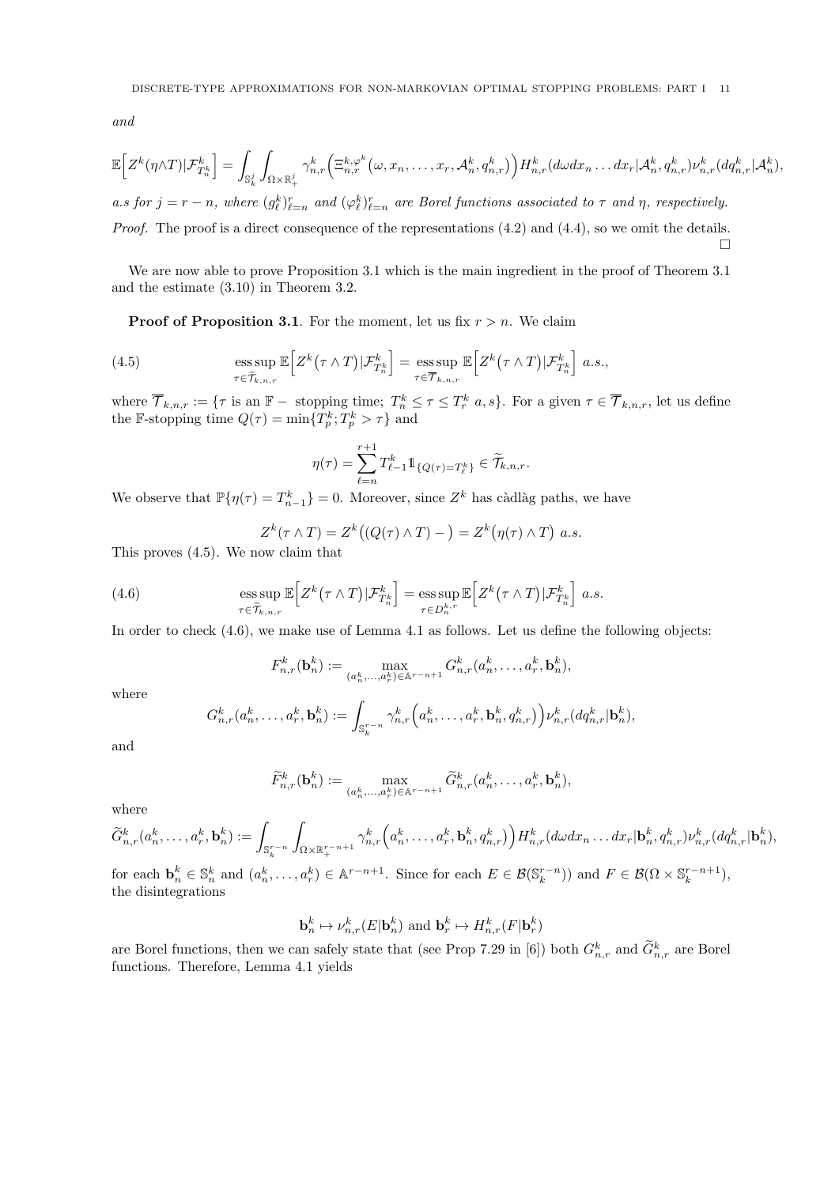*and*

$$\mathbb{E}\Big[Z^k(\eta\wedge T)|\mathcal{F}^k_{T^k_n}\Big] = \int_{\mathbb{S}^j_k}\int_{\Omega\times\mathbb{R}^j_+}\gamma^k_{n,r}\Big(\Xi^{k,\varphi^k}_{n,r}(\omega, x_n,\ldots,x_r,\mathcal{A}^k_n, q^k_{n,r})\Big)H^k_{n,r}(d\omega dx_n\ldots dx_r|\mathcal{A}^k_n, q^k_{n,r})\nu^k_{n,r}(dq^k_{n,r}|\mathcal{A}^k_n),$$

*a.s for $j = r-n$, where $(g^k_\ell)^r_{\ell=n}$ and $(\varphi^k_\ell)^r_{\ell=n}$ are Borel functions associated to $\tau$ and $\eta$, respectively.*

*Proof.* The proof is a direct consequence of the representations (4.2) and (4.4), so we omit the details. □

We are now able to prove Proposition 3.1 which is the main ingredient in the proof of Theorem 3.1 and the estimate (3.10) in Theorem 3.2.

**Proof of Proposition 3.1**. For the moment, let us fix $r > n$. We claim

$$\operatorname*{ess\,sup}_{\tau\in\widetilde{\mathcal{T}}_{k,n,r}}\mathbb{E}\Big[Z^k\big(\tau\wedge T\big)|\mathcal{F}^k_{T^k_n}\Big] = \operatorname*{ess\,sup}_{\tau\in\overline{\mathcal{T}}_{k,n,r}}\mathbb{E}\Big[Z^k\big(\tau\wedge T\big)|\mathcal{F}^k_{T^k_n}\Big]\ a.s., \tag{4.5}$$

where $\overline{\mathcal{T}}_{k,n,r} := \{\tau \text{ is an } \mathbb{F}-\text{ stopping time; } T^k_n \le \tau \le T^k_r\ a,s\}$. For a given $\tau\in\overline{\mathcal{T}}_{k,n,r}$, let us define the $\mathbb{F}$-stopping time $Q(\tau) = \min\{T^k_p; T^k_p > \tau\}$ and

$$\eta(\tau) = \sum_{\ell=n}^{r+1} T^k_{\ell-1}\mathbb{1}_{\{Q(\tau)=T^k_\ell\}}\in\widetilde{\mathcal{T}}_{k,n,r}.$$

We observe that $\mathbb{P}\{\eta(\tau) = T^k_{n-1}\} = 0$. Moreover, since $Z^k$ has càdlàg paths, we have

$$Z^k(\tau\wedge T) = Z^k\big((Q(\tau)\wedge T)-\big) = Z^k\big(\eta(\tau)\wedge T\big)\ a.s.$$

This proves (4.5). We now claim that

$$\operatorname*{ess\,sup}_{\tau\in\widetilde{\mathcal{T}}_{k,n,r}}\mathbb{E}\Big[Z^k\big(\tau\wedge T\big)|\mathcal{F}^k_{T^k_n}\Big] = \operatorname*{ess\,sup}_{\tau\in D^{k,r}_n}\mathbb{E}\Big[Z^k\big(\tau\wedge T\big)|\mathcal{F}^k_{T^k_n}\Big]\ a.s. \tag{4.6}$$

In order to check (4.6), we make use of Lemma 4.1 as follows. Let us define the following objects:

$$F^k_{n,r}(\mathbf{b}^k_n) := \max_{(a^k_n,\ldots,a^k_r)\in\mathbb{A}^{r-n+1}} G^k_{n,r}(a^k_n,\ldots,a^k_r,\mathbf{b}^k_n),$$

where

$$G^k_{n,r}(a^k_n,\ldots,a^k_r,\mathbf{b}^k_n) := \int_{\mathbb{S}^{r-n}_k}\gamma^k_{n,r}\Big(a^k_n,\ldots,a^k_r,\mathbf{b}^k_n, q^k_{n,r})\Big)\nu^k_{n,r}(dq^k_{n,r}|\mathbf{b}^k_n),$$

and

$$\widetilde{F}^k_{n,r}(\mathbf{b}^k_n) := \max_{(a^k_n,\ldots,a^k_r)\in\mathbb{A}^{r-n+1}}\widetilde{G}^k_{n,r}(a^k_n,\ldots,a^k_r,\mathbf{b}^k_n),$$

where

$$\widetilde{G}^k_{n,r}(a^k_n,\ldots,a^k_r,\mathbf{b}^k_n) := \int_{\mathbb{S}^{r-n}_k}\int_{\Omega\times\mathbb{R}^{r-n+1}_+}\gamma^k_{n,r}\Big(a^k_n,\ldots,a^k_r,\mathbf{b}^k_n, q^k_{n,r})\Big)H^k_{n,r}(d\omega dx_n\ldots dx_r|\mathbf{b}^k_n, q^k_{n,r})\nu^k_{n,r}(dq^k_{n,r}|\mathbf{b}^k_n),$$

for each $\mathbf{b}^k_n\in\mathbb{S}^k_n$ and $(a^k_n,\ldots,a^k_r)\in\mathbb{A}^{r-n+1}$. Since for each $E\in\mathcal{B}(\mathbb{S}^{r-n}_k)$ and $F\in\mathcal{B}(\Omega\times\mathbb{S}^{r-n+1}_k)$, the disintegrations

$$\mathbf{b}^k_n\mapsto\nu^k_{n,r}(E|\mathbf{b}^k_n)\text{ and }\mathbf{b}^k_r\mapsto H^k_{n,r}(F|\mathbf{b}^k_r)$$

are Borel functions, then we can safely state that (see Prop 7.29 in [6]) both $G^k_{n,r}$ and $\widetilde{G}^k_{n,r}$ are Borel functions. Therefore, Lemma 4.1 yields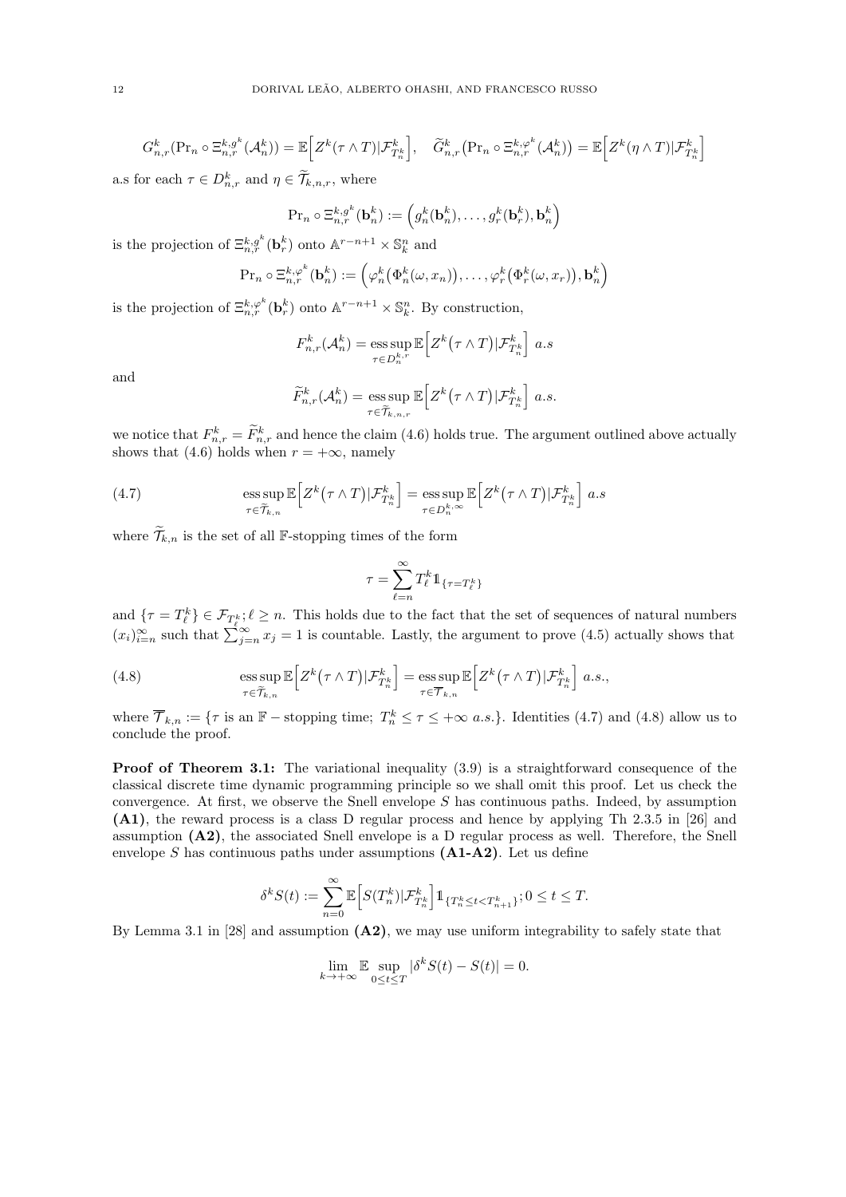$$G^k_{n,r}(\mathrm{Pr}_n \circ \Xi^{k,g^k}_{n,r}(\mathcal{A}^k_n)) = \mathbb{E}\Big[Z^k(\tau\wedge T)|\mathcal{F}^k_{T^k_n}\Big], \quad \widetilde{G}^k_{n,r}\big(\mathrm{Pr}_n \circ \Xi^{k,\varphi^k}_{n,r}(\mathcal{A}^k_n)\big) = \mathbb{E}\Big[Z^k(\eta\wedge T)|\mathcal{F}^k_{T^k_n}\Big]$$

a.s for each $\tau \in D^k_{n,r}$ and $\eta \in \widetilde{\mathcal{T}}_{k,n,r}$, where

$$\mathrm{Pr}_n \circ \Xi^{k,g^k}_{n,r}(\mathbf{b}^k_r) := \Big(g^k_n(\mathbf{b}^k_n), \ldots, g^k_r(\mathbf{b}^k_r), \mathbf{b}^k_n\Big)$$

is the projection of $\Xi^{k,g^k}_{n,r}(\mathbf{b}^k_r)$ onto $\mathbb{A}^{r-n+1}\times \mathbb{S}^n_k$ and

$$\mathrm{Pr}_n \circ \Xi^{k,\varphi^k}_{n,r}(\mathbf{b}^k_n) := \Big(\varphi^k_n\big(\Phi^k_n(\omega,x_n)\big), \ldots, \varphi^k_r\big(\Phi^k_r(\omega,x_r)\big), \mathbf{b}^k_n\Big)$$

is the projection of $\Xi^{k,\varphi^k}_{n,r}(\mathbf{b}^k_r)$ onto $\mathbb{A}^{r-n+1}\times \mathbb{S}^n_k$. By construction,

$$F^k_{n,r}(\mathcal{A}^k_n) = \operatorname*{ess\,sup}_{\tau\in D^{k,r}_n} \mathbb{E}\Big[Z^k\big(\tau\wedge T\big)|\mathcal{F}^k_{T^k_n}\Big] \ a.s$$

and

$$\widetilde{F}^k_{n,r}(\mathcal{A}^k_n) = \operatorname*{ess\,sup}_{\tau\in \widetilde{\mathcal{T}}_{k,n,r}} \mathbb{E}\Big[Z^k\big(\tau\wedge T\big)|\mathcal{F}^k_{T^k_n}\Big] \ a.s.$$

we notice that $F^k_{n,r} = \widetilde{F}^k_{n,r}$ and hence the claim (4.6) holds true. The argument outlined above actually shows that (4.6) holds when $r=+\infty$, namely

$$\operatorname*{ess\,sup}_{\tau\in \widetilde{\mathcal{T}}_{k,n}} \mathbb{E}\Big[Z^k\big(\tau\wedge T\big)|\mathcal{F}^k_{T^k_n}\Big] = \operatorname*{ess\,sup}_{\tau\in D^{k,\infty}_n} \mathbb{E}\Big[Z^k\big(\tau\wedge T\big)|\mathcal{F}^k_{T^k_n}\Big] \ a.s \tag{4.7}$$

where $\widetilde{\mathcal{T}}_{k,n}$ is the set of all $\mathbb{F}$-stopping times of the form

$$\tau = \sum_{\ell=n}^{\infty} T^k_\ell \mathbb{1}_{\{\tau = T^k_\ell\}}$$

and $\{\tau = T^k_\ell\} \in \mathcal{F}_{T^k_\ell}; \ell \ge n$. This holds due to the fact that the set of sequences of natural numbers $(x_i)_{i=n}^\infty$ such that $\sum_{j=n}^\infty x_j = 1$ is countable. Lastly, the argument to prove (4.5) actually shows that

$$\operatorname*{ess\,sup}_{\tau\in \widetilde{\mathcal{T}}_{k,n}} \mathbb{E}\Big[Z^k\big(\tau\wedge T\big)|\mathcal{F}^k_{T^k_n}\Big] = \operatorname*{ess\,sup}_{\tau\in \overline{\mathcal{T}}_{k,n}} \mathbb{E}\Big[Z^k\big(\tau\wedge T\big)|\mathcal{F}^k_{T^k_n}\Big] \ a.s., \tag{4.8}$$

where $\overline{\mathcal{T}}_{k,n} := \{\tau \text{ is an } \mathbb{F}-\text{stopping time};\ T^k_n \le \tau \le +\infty \ a.s.\}$. Identities (4.7) and (4.8) allow us to conclude the proof.

**Proof of Theorem 3.1:** The variational inequality (3.9) is a straightforward consequence of the classical discrete time dynamic programming principle so we shall omit this proof. Let us check the convergence. At first, we observe the Snell envelope $S$ has continuous paths. Indeed, by assumption **(A1)**, the reward process is a class D regular process and hence by applying Th 2.3.5 in [26] and assumption **(A2)**, the associated Snell envelope is a D regular process as well. Therefore, the Snell envelope $S$ has continuous paths under assumptions **(A1-A2)**. Let us define

$$\delta^k S(t) := \sum_{n=0}^{\infty} \mathbb{E}\Big[S(T^k_n)|\mathcal{F}^k_{T^k_n}\Big]\mathbb{1}_{\{T^k_n \le t < T^k_{n+1}\}}; 0\le t\le T.$$

By Lemma 3.1 in [28] and assumption **(A2)**, we may use uniform integrability to safely state that

$$\lim_{k\to+\infty} \mathbb{E}\sup_{0\le t\le T}|\delta^k S(t) - S(t)| = 0.$$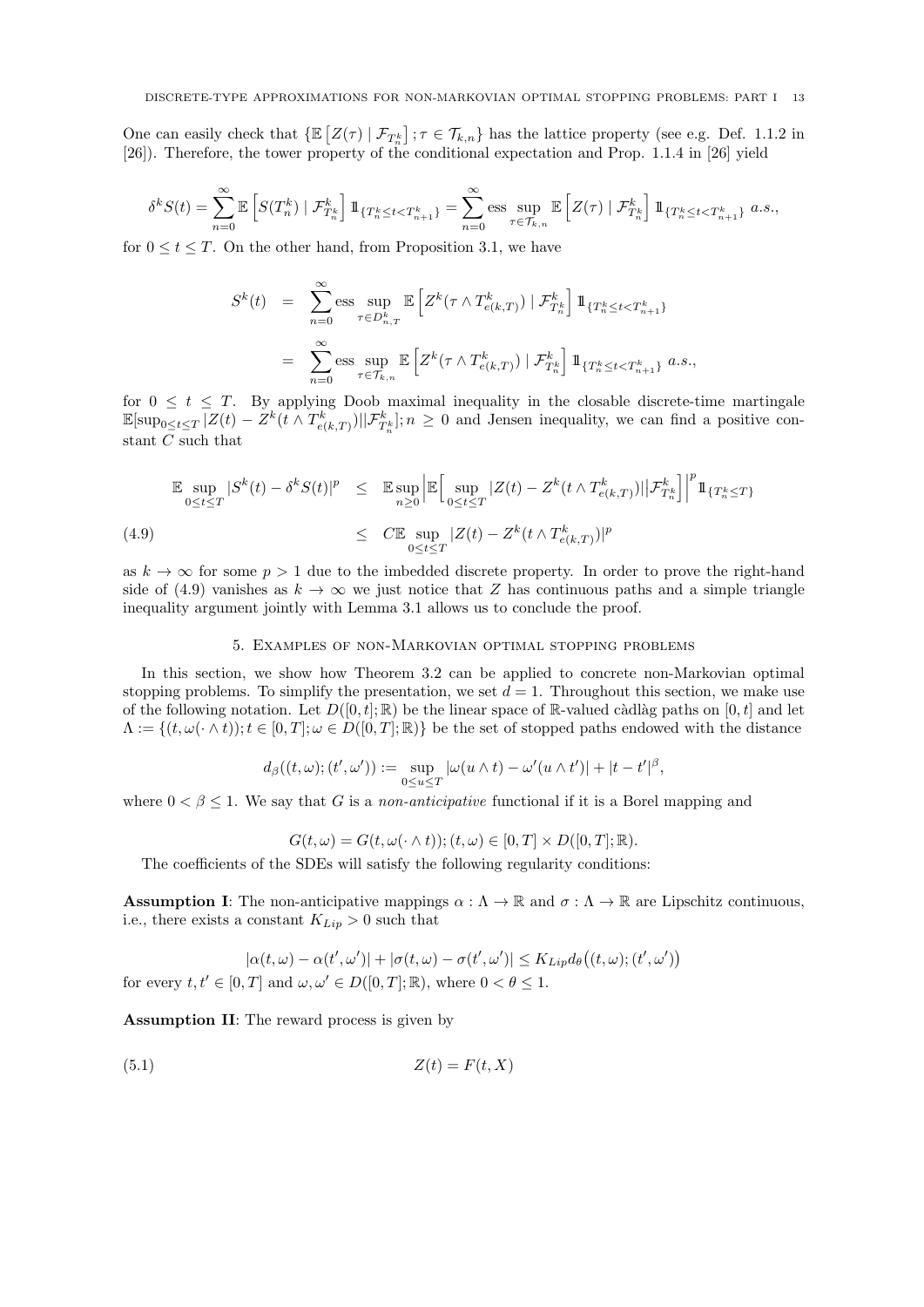One can easily check that $\{\mathbb{E}\left[Z(\tau) \mid \mathcal{F}_{T^k_n}\right]; \tau \in \mathcal{T}_{k,n}\}$ has the lattice property (see e.g. Def. 1.1.2 in [26]). Therefore, the tower property of the conditional expectation and Prop. 1.1.4 in [26] yield

$$\delta^k S(t) = \sum_{n=0}^{\infty} \mathbb{E}\left[S(T^k_n) \mid \mathcal{F}^k_{T^k_n}\right] \mathbb{1}_{\{T^k_n \le t < T^k_{n+1}\}} = \sum_{n=0}^{\infty} \operatorname*{ess\,sup}_{\tau \in \mathcal{T}_{k,n}} \mathbb{E}\left[Z(\tau) \mid \mathcal{F}^k_{T^k_n}\right] \mathbb{1}_{\{T^k_n \le t < T^k_{n+1}\}} \ a.s.,$$

for $0 \le t \le T$. On the other hand, from Proposition 3.1, we have

$$\begin{aligned} S^k(t) &= \sum_{n=0}^{\infty} \operatorname*{ess\,sup}_{\tau \in D^k_{n,T}} \mathbb{E}\left[Z^k(\tau \wedge T^k_{e(k,T)}) \mid \mathcal{F}^k_{T^k_n}\right] \mathbb{1}_{\{T^k_n \le t < T^k_{n+1}\}} \\ &= \sum_{n=0}^{\infty} \operatorname*{ess\,sup}_{\tau \in \mathcal{T}_{k,n}} \mathbb{E}\left[Z^k(\tau \wedge T^k_{e(k,T)}) \mid \mathcal{F}^k_{T^k_n}\right] \mathbb{1}_{\{T^k_n \le t < T^k_{n+1}\}} \ a.s., \end{aligned}$$

for $0 \le t \le T$. By applying Doob maximal inequality in the closable discrete-time martingale $\mathbb{E}[\sup_{0 \le t \le T} |Z(t) - Z^k(t \wedge T^k_{e(k,T)})| | \mathcal{F}^k_{T^k_n}]; n \ge 0$ and Jensen inequality, we can find a positive constant $C$ such that

$$\begin{aligned} \mathbb{E} \sup_{0 \le t \le T} |S^k(t) - \delta^k S(t)|^p &\le \mathbb{E} \sup_{n \ge 0} \Big| \mathbb{E}\Big[ \sup_{0 \le t \le T} |Z(t) - Z^k(t \wedge T^k_{e(k,T)})| \Big| \mathcal{F}^k_{T^k_n}\Big] \Big|^p \mathbb{1}_{\{T^k_n \le T\}} \\ &\le C \mathbb{E} \sup_{0 \le t \le T} |Z(t) - Z^k(t \wedge T^k_{e(k,T)})|^p \end{aligned} \tag{4.9}$$

as $k \to \infty$ for some $p > 1$ due to the imbedded discrete property. In order to prove the right-hand side of (4.9) vanishes as $k \to \infty$ we just notice that $Z$ has continuous paths and a simple triangle inequality argument jointly with Lemma 3.1 allows us to conclude the proof.

## 5. Examples of non-Markovian optimal stopping problems

In this section, we show how Theorem 3.2 can be applied to concrete non-Markovian optimal stopping problems. To simplify the presentation, we set $d = 1$. Throughout this section, we make use of the following notation. Let $D([0,t];\mathbb{R})$ be the linear space of $\mathbb{R}$-valued càdlàg paths on $[0,t]$ and let $\Lambda := \{(t, \omega(\cdot \wedge t)); t \in [0,T]; \omega \in D([0,T];\mathbb{R})\}$ be the set of stopped paths endowed with the distance

$$d_\beta((t,\omega);(t',\omega')) := \sup_{0 \le u \le T} |\omega(u \wedge t) - \omega'(u \wedge t')| + |t - t'|^\beta,$$

where $0 < \beta \le 1$. We say that $G$ is a *non-anticipative* functional if it is a Borel mapping and

$$G(t,\omega) = G(t, \omega(\cdot \wedge t)); (t,\omega) \in [0,T] \times D([0,T];\mathbb{R}).$$

The coefficients of the SDEs will satisfy the following regularity conditions:

**Assumption I**: The non-anticipative mappings $\alpha : \Lambda \to \mathbb{R}$ and $\sigma : \Lambda \to \mathbb{R}$ are Lipschitz continuous, i.e., there exists a constant $K_{Lip} > 0$ such that

$$|\alpha(t,\omega) - \alpha(t',\omega')| + |\sigma(t,\omega) - \sigma(t',\omega')| \le K_{Lip} d_\theta\big((t,\omega);(t',\omega')\big)$$

for every $t, t' \in [0,T]$ and $\omega, \omega' \in D([0,T];\mathbb{R})$, where $0 < \theta \le 1$.

**Assumption II**: The reward process is given by

$$Z(t) = F(t, X) \tag{5.1}$$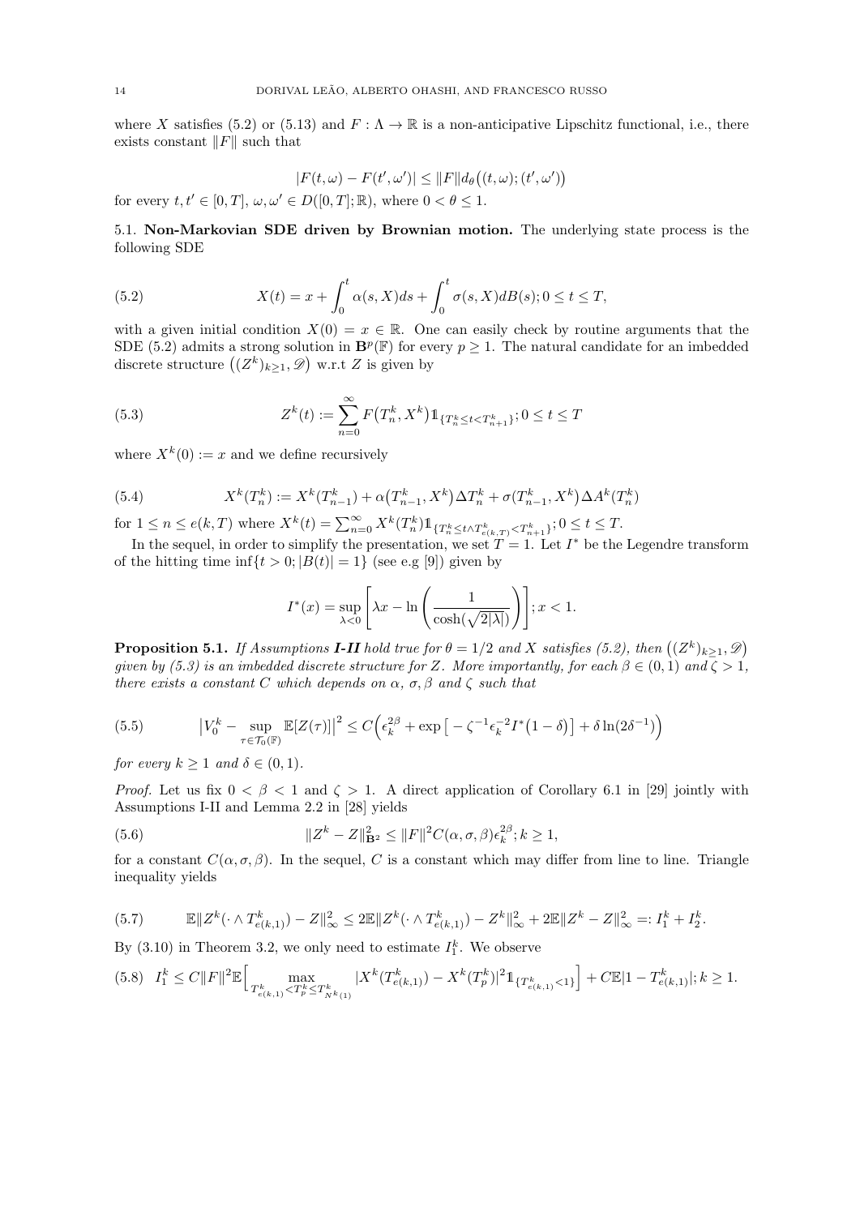where $X$ satisfies (5.2) or (5.13) and $F : \Lambda \rightarrow \mathbb{R}$ is a non-anticipative Lipschitz functional, i.e., there exists constant $\|F\|$ such that

$$|F(t,\omega) - F(t',\omega')| \le \|F\| d_\theta\big((t,\omega);(t',\omega')\big)$$

for every $t, t' \in [0,T]$, $\omega, \omega' \in D([0,T];\mathbb{R})$, where $0 < \theta \le 1$.

### 5.1. Non-Markovian SDE driven by Brownian motion.

The underlying state process is the following SDE

$$X(t) = x + \int_0^t \alpha(s,X)ds + \int_0^t \sigma(s,X)dB(s); 0 \le t \le T, \tag{5.2}$$

with a given initial condition $X(0) = x \in \mathbb{R}$. One can easily check by routine arguments that the SDE (5.2) admits a strong solution in $\mathbf{B}^p(\mathbb{F})$ for every $p \ge 1$. The natural candidate for an imbedded discrete structure $\big((Z^k)_{k\ge1}, \mathscr{D}\big)$ w.r.t $Z$ is given by

$$Z^k(t) := \sum_{n=0}^{\infty} F\big(T_n^k, X^k\big)1\!\!1_{\{T_n^k \le t < T_{n+1}^k\}}; 0 \le t \le T \tag{5.3}$$

where $X^k(0) := x$ and we define recursively

$$X^k(T_n^k) := X^k(T_{n-1}^k) + \alpha\big(T_{n-1}^k, X^k\big)\Delta T_n^k + \sigma(T_{n-1}^k, X^k)\Delta A^k(T_n^k) \tag{5.4}$$

for $1 \le n \le e(k,T)$ where $X^k(t) = \sum_{n=0}^{\infty} X^k(T_n^k)1\!\!1_{\{T_n^k \le t \wedge T^k_{e(k,T)} < T^k_{n+1}\}}; 0 \le t \le T$.

In the sequel, in order to simplify the presentation, we set $T = 1$. Let $I^*$ be the Legendre transform of the hitting time $\inf\{t > 0; |B(t)| = 1\}$ (see e.g [9]) given by

$$I^*(x) = \sup_{\lambda < 0}\left[\lambda x - \ln\left(\frac{1}{\cosh(\sqrt{2|\lambda|})}\right)\right]; x < 1.$$

**Proposition 5.1.** *If Assumptions **I-II** hold true for $\theta = 1/2$ and $X$ satisfies (5.2), then $\big((Z^k)_{k\ge1}, \mathscr{D}\big)$ given by (5.3) is an imbedded discrete structure for $Z$. More importantly, for each $\beta \in (0,1)$ and $\zeta > 1$, there exists a constant $C$ which depends on $\alpha$, $\sigma$, $\beta$ and $\zeta$ such that*

$$\big|V_0^k - \sup_{\tau \in \mathcal{T}_0(\mathbb{F})} \mathbb{E}[Z(\tau)]\big|^2 \le C\Big(\epsilon_k^{2\beta} + \exp\big[-\zeta^{-1}\epsilon_k^{-2} I^*\big(1-\delta\big)\big] + \delta\ln(2\delta^{-1})\Big) \tag{5.5}$$

*for every $k \ge 1$ and $\delta \in (0,1)$.*

*Proof.* Let us fix $0 < \beta < 1$ and $\zeta > 1$. A direct application of Corollary 6.1 in [29] jointly with Assumptions I-II and Lemma 2.2 in [28] yields

$$\|Z^k - Z\|^2_{\mathbf{B}^2} \le \|F\|^2 C(\alpha,\sigma,\beta)\epsilon_k^{2\beta}; k \ge 1, \tag{5.6}$$

for a constant $C(\alpha,\sigma,\beta)$. In the sequel, $C$ is a constant which may differ from line to line. Triangle inequality yields

$$\mathbb{E}\|Z^k(\cdot \wedge T^k_{e(k,1)}) - Z\|^2_\infty \le 2\mathbb{E}\|Z^k(\cdot \wedge T^k_{e(k,1)}) - Z^k\|^2_\infty + 2\mathbb{E}\|Z^k - Z\|^2_\infty =: I_1^k + I_2^k. \tag{5.7}$$

By (3.10) in Theorem 3.2, we only need to estimate $I_1^k$. We observe

$$I_1^k \le C\|F\|^2\mathbb{E}\Big[\max_{T^k_{e(k,1)} < T^k_p \le T^k_{N^k(1)}} |X^k(T^k_{e(k,1)}) - X^k(T^k_p)|^2 1\!\!1_{\{T^k_{e(k,1)} < 1\}}\Big] + C\mathbb{E}|1 - T^k_{e(k,1)}|; k \ge 1. \tag{5.8}$$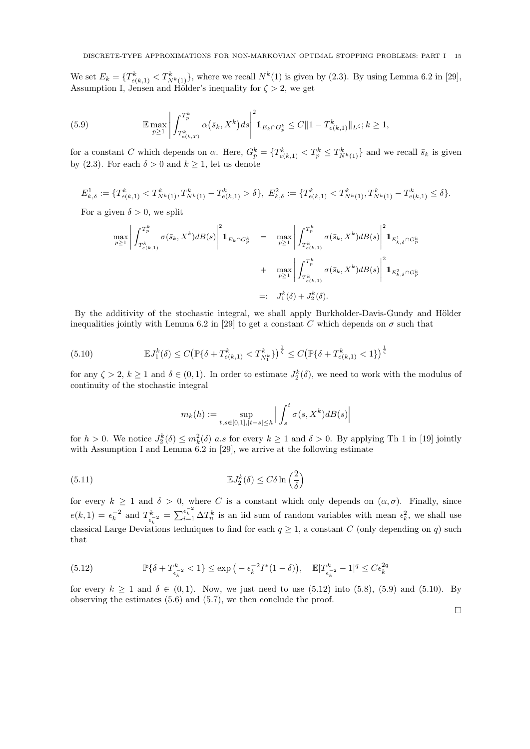We set $E_k = \{T^k_{e(k,1)} < T^k_{N^k(1)}\}$, where we recall $N^k(1)$ is given by (2.3). By using Lemma 6.2 in [29], Assumption I, Jensen and Hölder's inequality for $\zeta > 2$, we get

$$
\mathbb{E}\max_{p\ge 1}\bigg|\int_{T^k_{e(k,T)}}^{T^k_p}\alpha\big(\bar{s}_k, X^k\big)ds\bigg|^2 \mathbb{1}_{E_k\cap G^k_p} \le C\|1 - T^k_{e(k,1)}\|_{L^\zeta}; k\ge 1, \tag{5.9}
$$

for a constant $C$ which depends on $\alpha$. Here, $G^k_p = \{T^k_{e(k,1)} < T^k_p \le T^k_{N^k(1)}\}$ and we recall $\bar{s}_k$ is given by (2.3). For each $\delta > 0$ and $k\ge 1$, let us denote

$$
E^1_{k,\delta} := \{T^k_{e(k,1)} < T^k_{N^k(1)}, T^k_{N^k(1)} - T^k_{e(k,1)} > \delta\},\ E^2_{k,\delta} := \{T^k_{e(k,1)} < T^k_{N^k(1)}, T^k_{N^k(1)} - T^k_{e(k,1)} \le \delta\}.
$$

For a given $\delta > 0$, we split

$$
\begin{aligned}
\max_{p\ge 1}\bigg|\int_{T^k_{e(k,1)}}^{T^k_p}\sigma(\bar{s}_k, X^k)dB(s)\bigg|^2\mathbb{1}_{E_k\cap G^k_p} &= \max_{p\ge 1}\bigg|\int_{T^k_{e(k,1)}}^{T^k_p}\sigma(\bar{s}_k, X^k)dB(s)\bigg|^2\mathbb{1}_{E^1_{k,\delta}\cap G^k_p}\\
&+ \max_{p\ge 1}\bigg|\int_{T^k_{e(k,1)}}^{T^k_p}\sigma(\bar{s}_k, X^k)dB(s)\bigg|^2\mathbb{1}_{E^2_{k,\delta}\cap G^k_p}\\
&=: J^k_1(\delta) + J^k_2(\delta).
\end{aligned}
$$

By the additivity of the stochastic integral, we shall apply Burkholder-Davis-Gundy and Hölder inequalities jointly with Lemma 6.2 in [29] to get a constant $C$ which depends on $\sigma$ such that

$$
\mathbb{E}J^k_1(\delta) \le C\big(\mathbb{P}\{\delta + T^k_{e(k,1)} < T^k_{N^k_1}\}\big)^{\frac{1}{\zeta}} \le C\big(\mathbb{P}\{\delta + T^k_{e(k,1)} < 1\}\big)^{\frac{1}{\zeta}} \tag{5.10}
$$

for any $\zeta > 2$, $k\ge 1$ and $\delta\in(0,1)$. In order to estimate $J^k_2(\delta)$, we need to work with the modulus of continuity of the stochastic integral

$$
m_k(h) := \sup_{t,s\in[0,1],|t-s|\le h}\Big|\int_s^t\sigma(s, X^k)dB(s)\Big|
$$

for $h > 0$. We notice $J^k_2(\delta)\le m^2_k(\delta)$ *a.s* for every $k\ge 1$ and $\delta > 0$. By applying Th 1 in [19] jointly with Assumption I and Lemma 6.2 in [29], we arrive at the following estimate

$$
\mathbb{E}J^k_2(\delta) \le C\delta\ln\Big(\frac{2}{\delta}\Big) \tag{5.11}
$$

for every $k\ge 1$ and $\delta > 0$, where $C$ is a constant which only depends on $(\alpha,\sigma)$. Finally, since $e(k,1) = \epsilon_k^{-2}$ and $T^k_{\epsilon_k^{-2}} = \sum_{i=1}^{\epsilon_k^{-2}}\Delta T^k_n$ is an iid sum of random variables with mean $\epsilon^2_k$, we shall use classical Large Deviations techniques to find for each $q\ge 1$, a constant $C$ (only depending on $q$) such that

$$
\mathbb{P}\{\delta + T^k_{\epsilon_k^{-2}} < 1\} \le \exp\big(-\epsilon_k^{-2}I^*(1-\delta)\big), \quad \mathbb{E}|T^k_{\epsilon_k^{-2}} - 1|^q \le C\epsilon_k^{2q} \tag{5.12}
$$

for every $k\ge 1$ and $\delta\in(0,1)$. Now, we just need to use (5.12) into (5.8), (5.9) and (5.10). By observing the estimates (5.6) and (5.7), we then conclude the proof.

□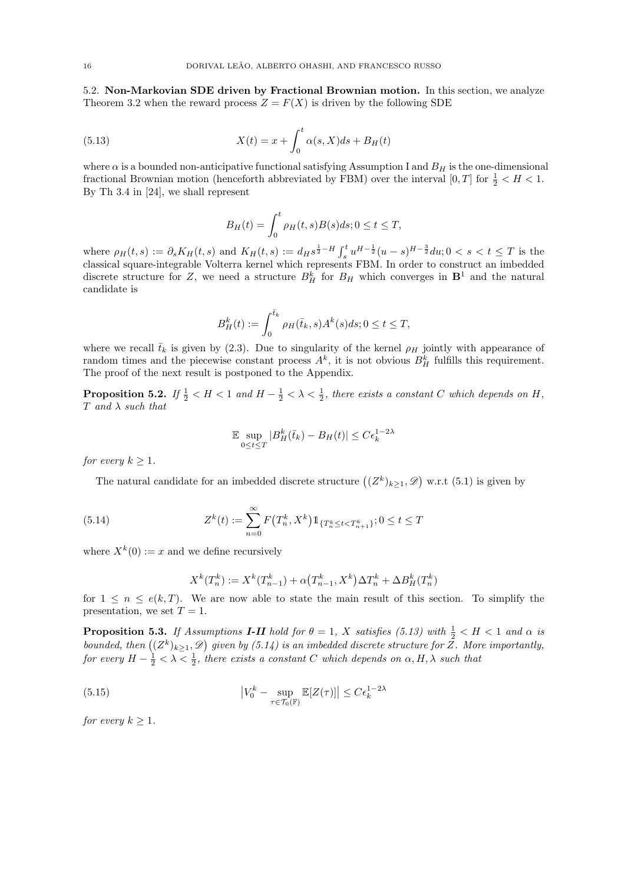5.2. **Non-Markovian SDE driven by Fractional Brownian motion.** In this section, we analyze Theorem 3.2 when the reward process $Z = F(X)$ is driven by the following SDE

$$X(t) = x + \int_0^t \alpha(s, X)ds + B_H(t) \tag{5.13}$$

where $\alpha$ is a bounded non-anticipative functional satisfying Assumption I and $B_H$ is the one-dimensional fractional Brownian motion (henceforth abbreviated by FBM) over the interval $[0,T]$ for $\frac{1}{2} < H < 1$. By Th 3.4 in [24], we shall represent

$$B_H(t) = \int_0^t \rho_H(t,s)B(s)ds; 0 \le t \le T,$$

where $\rho_H(t,s) := \partial_s K_H(t,s)$ and $K_H(t,s) := d_H s^{\frac{1}{2}-H}\int_s^t u^{H-\frac{1}{2}}(u-s)^{H-\frac{3}{2}}du; 0 < s < t \le T$ is the classical square-integrable Volterra kernel which represents FBM. In order to construct an imbedded discrete structure for $Z$, we need a structure $B^k_H$ for $B_H$ which converges in $\mathbf{B}^1$ and the natural candidate is

$$B^k_H(t) := \int_0^{\bar{t}_k} \rho_H(\bar{t}_k, s)A^k(s)ds; 0 \le t \le T,$$

where we recall $\bar{t}_k$ is given by (2.3). Due to singularity of the kernel $\rho_H$ jointly with appearance of random times and the piecewise constant process $A^k$, it is not obvious $B^k_H$ fulfills this requirement. The proof of the next result is postponed to the Appendix.

**Proposition 5.2.** *If $\frac{1}{2} < H < 1$ and $H - \frac{1}{2} < \lambda < \frac{1}{2}$, there exists a constant $C$ which depends on $H$, $T$ and $\lambda$ such that*

$$\mathbb{E}\sup_{0\le t\le T}|B^k_H(\bar{t}_k) - B_H(t)| \le C\epsilon_k^{1-2\lambda}$$

*for every $k \ge 1$.*

The natural candidate for an imbedded discrete structure $\big((Z^k)_{k\ge1}, \mathscr{D}\big)$ w.r.t (5.1) is given by

$$Z^k(t) := \sum_{n=0}^{\infty} F\big(T^k_n, X^k\big)1\!\!1_{\{T^k_n \le t < T^k_{n+1}\}}; 0 \le t \le T \tag{5.14}$$

where $X^k(0) := x$ and we define recursively

$$X^k(T^k_n) := X^k(T^k_{n-1}) + \alpha\big(T^k_{n-1}, X^k\big)\Delta T^k_n + \Delta B^k_H(T^k_n)$$

for $1 \le n \le e(k,T)$. We are now able to state the main result of this section. To simplify the presentation, we set $T = 1$.

**Proposition 5.3.** *If Assumptions **I-II** hold for $\theta = 1$, $X$ satisfies (5.13) with $\frac{1}{2} < H < 1$ and $\alpha$ is bounded, then $\big((Z^k)_{k\ge1}, \mathscr{D}\big)$ given by (5.14) is an imbedded discrete structure for $Z$. More importantly, for every $H - \frac{1}{2} < \lambda < \frac{1}{2}$, there exists a constant $C$ which depends on $\alpha, H, \lambda$ such that*

$$\big|V^k_0 - \sup_{\tau\in\mathcal{T}_0(\mathbb{F})}\mathbb{E}[Z(\tau)]\big| \le C\epsilon_k^{1-2\lambda} \tag{5.15}$$

*for every $k \ge 1$.*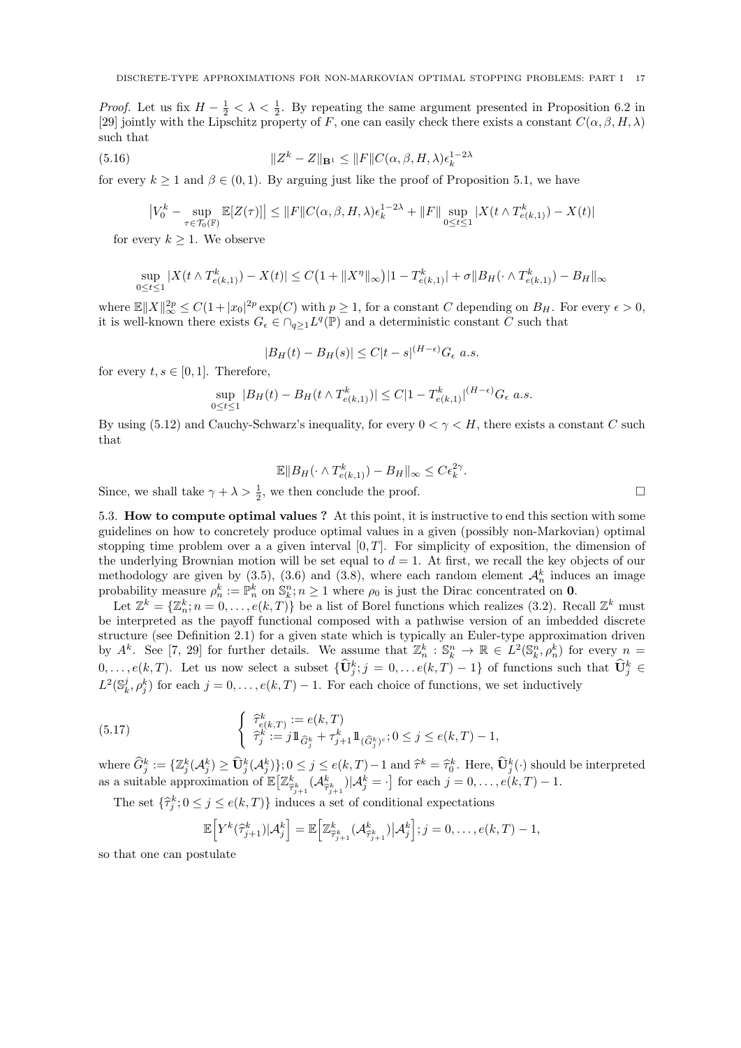*Proof.* Let us fix $H - \frac{1}{2} < \lambda < \frac{1}{2}$. By repeating the same argument presented in Proposition 6.2 in [29] jointly with the Lipschitz property of $F$, one can easily check there exists a constant $C(\alpha, \beta, H, \lambda)$ such that

$$\|Z^k - Z\|_{\mathbf{B}^1} \le \|F\| C(\alpha, \beta, H, \lambda)\epsilon_k^{1-2\lambda} \tag{5.16}$$

for every $k \ge 1$ and $\beta \in (0,1)$. By arguing just like the proof of Proposition 5.1, we have

$$\big|V_0^k - \sup_{\tau \in \mathcal{T}_0(\mathbb{F})} \mathbb{E}[Z(\tau)]\big| \le \|F\| C(\alpha, \beta, H, \lambda)\epsilon_k^{1-2\lambda} + \|F\| \sup_{0 \le t \le 1} |X(t \wedge T^k_{e(k,1)}) - X(t)|$$

for every $k \ge 1$. We observe

$$\sup_{0 \le t \le 1} |X(t \wedge T^k_{e(k,1)}) - X(t)| \le C\big(1 + \|X^\eta\|_\infty\big)|1 - T^k_{e(k,1)}| + \sigma \|B_H(\cdot \wedge T^k_{e(k,1)}) - B_H\|_\infty$$

where $\mathbb{E}\|X\|_\infty^{2p} \le C(1 + |x_0|^{2p} \exp(C)$ with $p \ge 1$, for a constant $C$ depending on $B_H$. For every $\epsilon > 0$, it is well-known there exists $G_\epsilon \in \cap_{q \ge 1} L^q(\mathbb{P})$ and a deterministic constant $C$ such that

$$|B_H(t) - B_H(s)| \le C|t - s|^{(H-\epsilon)} G_\epsilon \ a.s.$$

for every $t, s \in [0,1]$. Therefore,

$$\sup_{0 \le t \le 1} |B_H(t) - B_H(t \wedge T^k_{e(k,1)})| \le C|1 - T^k_{e(k,1)}|^{(H-\epsilon)} G_\epsilon \ a.s.$$

By using (5.12) and Cauchy-Schwarz's inequality, for every $0 < \gamma < H$, there exists a constant $C$ such that

$$\mathbb{E}\|B_H(\cdot \wedge T^k_{e(k,1)}) - B_H\|_\infty \le C\epsilon_k^{2\gamma}.$$

Since, we shall take $\gamma + \lambda > \frac{1}{2}$, we then conclude the proof. $\square$

5.3. **How to compute optimal values ?** At this point, it is instructive to end this section with some guidelines on how to concretely produce optimal values in a given (possibly non-Markovian) optimal stopping time problem over a a given interval $[0, T]$. For simplicity of exposition, the dimension of the underlying Brownian motion will be set equal to $d = 1$. At first, we recall the key objects of our methodology are given by (3.5), (3.6) and (3.8), where each random element $\mathcal{A}^k_n$ induces an image probability measure $\rho^k_n := \mathbb{P}^k_n$ on $\mathbb{S}^n_k; n \ge 1$ where $\rho_0$ is just the Dirac concentrated on $\mathbf{0}$.

Let $\mathbb{Z}^k = \{\mathbb{Z}^k_n; n = 0, \ldots, e(k,T)\}$ be a list of Borel functions which realizes (3.2). Recall $\mathbb{Z}^k$ must be interpreted as the payoff functional composed with a pathwise version of an imbedded discrete structure (see Definition 2.1) for a given state which is typically an Euler-type approximation driven by $A^k$. See [7, 29] for further details. We assume that $\mathbb{Z}^k_n : \mathbb{S}^n_k \to \mathbb{R} \in L^2(\mathbb{S}^n_k, \rho^k_n)$ for every $n = 0, \ldots, e(k,T)$. Let us now select a subset $\{\widehat{\mathbf{U}}^k_j; j = 0, \ldots e(k,T) - 1\}$ of functions such that $\widehat{\mathbf{U}}^k_j \in L^2(\mathbb{S}^j_k, \rho^k_j)$ for each $j = 0, \ldots, e(k,T) - 1$. For each choice of functions, we set inductively

$$\begin{cases} \widehat{\tau}^k_{e(k,T)} := e(k,T) \\ \widehat{\tau}^k_j := j \mathbb{1}_{\widehat{G}^k_j} + \tau^k_{j+1} \mathbb{1}_{(\widehat{G}^k_j)^c}; 0 \le j \le e(k,T) - 1, \end{cases} \tag{5.17}$$

where $\widehat{G}^k_j := \{\mathbb{Z}^k_j(\mathcal{A}^k_j) \ge \widehat{\mathbf{U}}^k_j(\mathcal{A}^k_j)\}; 0 \le j \le e(k,T) - 1$ and $\widehat{\tau}^k = \widehat{\tau}^k_0$. Here, $\widehat{\mathbf{U}}^k_j(\cdot)$ should be interpreted as a suitable approximation of $\mathbb{E}\big[\mathbb{Z}^k_{\widehat{\tau}^k_{j+1}}(\mathcal{A}^k_{\widehat{\tau}^k_{j+1}})|\mathcal{A}^k_j = \cdot\big]$ for each $j = 0, \ldots, e(k,T) - 1$.

The set $\{\widehat{\tau}^k_j; 0 \le j \le e(k,T)\}$ induces a set of conditional expectations

$$\mathbb{E}\Big[Y^k(\widehat{\tau}^k_{j+1})|\mathcal{A}^k_j\Big] = \mathbb{E}\Big[\mathbb{Z}^k_{\widehat{\tau}^k_{j+1}}(\mathcal{A}^k_{\widehat{\tau}^k_{j+1}})\big|\mathcal{A}^k_j\Big]; j = 0, \ldots, e(k,T) - 1,$$

so that one can postulate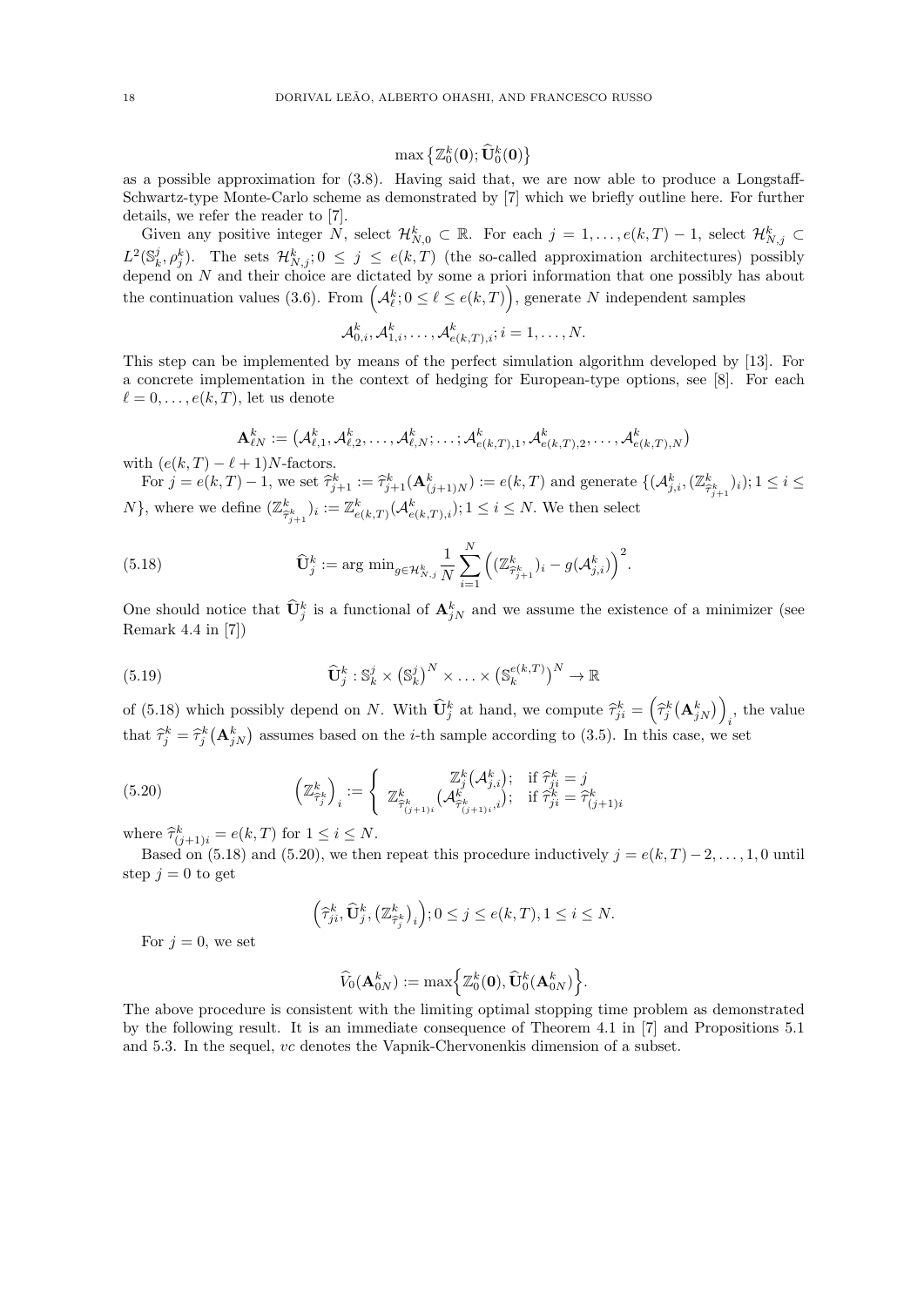$$\max\big\{\mathbb{Z}^k_0(\mathbf{0});\widehat{\mathbf{U}}^k_0(\mathbf{0})\big\}$$

as a possible approximation for (3.8). Having said that, we are now able to produce a Longstaff-Schwartz-type Monte-Carlo scheme as demonstrated by [7] which we briefly outline here. For further details, we refer the reader to [7].

Given any positive integer $N$, select $\mathcal{H}^k_{N,0}\subset\mathbb{R}$. For each $j=1,\ldots,e(k,T)-1$, select $\mathcal{H}^k_{N,j}\subset L^2(\mathbb{S}^j_k,\rho^k_j)$. The sets $\mathcal{H}^k_{N,j};0\le j\le e(k,T)$ (the so-called approximation architectures) possibly depend on $N$ and their choice are dictated by some a priori information that one possibly has about the continuation values (3.6). From $\Big(\mathcal{A}^k_\ell;0\le \ell\le e(k,T)\Big)$, generate $N$ independent samples

$$\mathcal{A}^k_{0,i},\mathcal{A}^k_{1,i},\ldots,\mathcal{A}^k_{e(k,T),i};i=1,\ldots,N.$$

This step can be implemented by means of the perfect simulation algorithm developed by [13]. For a concrete implementation in the context of hedging for European-type options, see [8]. For each $\ell=0,\ldots,e(k,T)$, let us denote

$$\mathbf{A}^k_{\ell N}:=\big(\mathcal{A}^k_{\ell,1},\mathcal{A}^k_{\ell,2},\ldots,\mathcal{A}^k_{\ell,N};\ldots;\mathcal{A}^k_{e(k,T),1},\mathcal{A}^k_{e(k,T),2},\ldots,\mathcal{A}^k_{e(k,T),N}\big)$$

with $(e(k,T)-\ell+1)N$-factors.

For $j=e(k,T)-1$, we set $\widehat{\tau}^k_{j+1}:=\widehat{\tau}^k_{j+1}(\mathbf{A}^k_{(j+1)N}):=e(k,T)$ and generate $\{(\mathcal{A}^k_{j,i},(\mathbb{Z}^k_{\widehat{\tau}^k_{j+1}})_i);1\le i\le N\}$, where we define $(\mathbb{Z}^k_{\widehat{\tau}^k_{j+1}})_i:=\mathbb{Z}^k_{e(k,T)}(\mathcal{A}^k_{e(k,T),i});1\le i\le N$. We then select

$$\widehat{\mathbf{U}}^k_j:=\arg\min_{g\in\mathcal{H}^k_{N,j}}\frac{1}{N}\sum_{i=1}^N\Big((\mathbb{Z}^k_{\widehat{\tau}^k_{j+1}})_i-g(\mathcal{A}^k_{j,i})\Big)^2. \tag{5.18}$$

One should notice that $\widehat{\mathbf{U}}^k_j$ is a functional of $\mathbf{A}^k_{jN}$ and we assume the existence of a minimizer (see Remark 4.4 in [7])

$$\widehat{\mathbf{U}}^k_j:\mathbb{S}^j_k\times\big(\mathbb{S}^j_k\big)^N\times\ldots\times\big(\mathbb{S}^{e(k,T)}_k\big)^N\to\mathbb{R} \tag{5.19}$$

of (5.18) which possibly depend on $N$. With $\widehat{\mathbf{U}}^k_j$ at hand, we compute $\widehat{\tau}^k_{ji}=\Big(\widehat{\tau}^k_j\big(\mathbf{A}^k_{jN}\big)\Big)_i$, the value that $\widehat{\tau}^k_j=\widehat{\tau}^k_j\big(\mathbf{A}^k_{jN}\big)$ assumes based on the $i$-th sample according to (3.5). In this case, we set

$$\Big(\mathbb{Z}^k_{\widehat{\tau}^k_j}\Big)_i:=\begin{cases}\mathbb{Z}^k_j\big(\mathcal{A}^k_{j,i}\big); & \text{if } \widehat{\tau}^k_{ji}=j\\ \mathbb{Z}^k_{\widehat{\tau}^k_{(j+1)i}}\big(\mathcal{A}^k_{\widehat{\tau}^k_{(j+1)i},i}\big); & \text{if } \widehat{\tau}^k_{ji}=\widehat{\tau}^k_{(j+1)i}\end{cases} \tag{5.20}$$

where $\widehat{\tau}^k_{(j+1)i}=e(k,T)$ for $1\le i\le N$.

Based on (5.18) and (5.20), we then repeat this procedure inductively $j=e(k,T)-2,\ldots,1,0$ until step $j=0$ to get

$$\Big(\widehat{\tau}^k_{ji},\widehat{\mathbf{U}}^k_j,\big(\mathbb{Z}^k_{\widehat{\tau}^k_j}\big)_i\Big);0\le j\le e(k,T),1\le i\le N.$$

For $j=0$, we set

$$\widehat{V}_0(\mathbf{A}^k_{0N}):=\max\Big\{\mathbb{Z}^k_0(\mathbf{0}),\widehat{\mathbf{U}}^k_0(\mathbf{A}^k_{0N})\Big\}.$$

The above procedure is consistent with the limiting optimal stopping time problem as demonstrated by the following result. It is an immediate consequence of Theorem 4.1 in [7] and Propositions 5.1 and 5.3. In the sequel, $vc$ denotes the Vapnik-Chervonenkis dimension of a subset.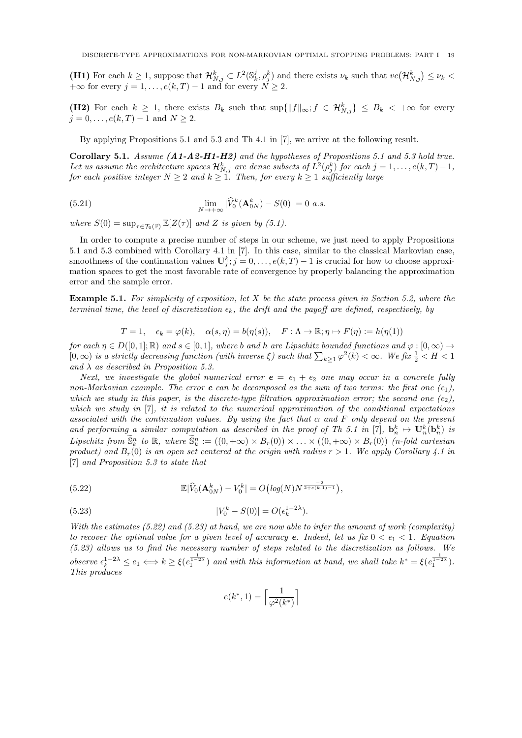**(H1)** For each $k \geq 1$, suppose that $\mathcal{H}^k_{N,j} \subset L^2(\mathbb{S}^j_k, \rho^k_j)$ and there exists $\nu_k$ such that $vc\big(\mathcal{H}^k_{N,j}\big) \leq \nu_k < +\infty$ for every $j = 1, \ldots, e(k,T) - 1$ and for every $N \geq 2$.

**(H2)** For each $k \geq 1$, there exists $B_k$ such that $\sup\{\|f\|_\infty; f \in \mathcal{H}^k_{N,j}\} \leq B_k < +\infty$ for every $j = 0, \ldots, e(k,T) - 1$ and $N \geq 2$.

By applying Propositions 5.1 and 5.3 and Th 4.1 in [7], we arrive at the following result.

**Corollary 5.1.** *Assume **(A1-A2-H1-H2)** and the hypotheses of Propositions 5.1 and 5.3 hold true. Let us assume the architecture spaces $\mathcal{H}^k_{N,j}$ are dense subsets of $L^2(\rho^k_j)$ for each $j = 1, \ldots, e(k,T) - 1$, for each positive integer $N \geq 2$ and $k \geq 1$. Then, for every $k \geq 1$ sufficiently large*

$$\lim_{N\to+\infty} |\widehat{V}^k_0(\mathbf{A}^k_{0N}) - S(0)| = 0 \ a.s. \tag{5.21}$$

*where $S(0) = \sup_{\tau\in\mathcal{T}_0(\mathbb{F})} \mathbb{E}[Z(\tau)]$ and $Z$ is given by (5.1).*

In order to compute a precise number of steps in our scheme, we just need to apply Propositions 5.1 and 5.3 combined with Corollary 4.1 in [7]. In this case, similar to the classical Markovian case, smoothness of the continuation values $\mathbf{U}^k_j; j = 0, \ldots, e(k,T) - 1$ is crucial for how to choose approximation spaces to get the most favorable rate of convergence by properly balancing the approximation error and the sample error.

**Example 5.1.** *For simplicity of exposition, let $X$ be the state process given in Section 5.2, where the terminal time, the level of discretization $\epsilon_k$, the drift and the payoff are defined, respectively, by*

$$T = 1, \quad \epsilon_k = \varphi(k), \quad \alpha(s,\eta) = b(\eta(s)), \quad F : \Lambda \to \mathbb{R}; \eta \mapsto F(\eta) := h(\eta(1))$$

*for each $\eta \in D([0,1];\mathbb{R})$ and $s \in [0,1]$, where $b$ and $h$ are Lipschitz bounded functions and $\varphi : [0,\infty) \to [0,\infty)$ is a strictly decreasing function (with inverse $\xi$) such that $\sum_{k\geq 1} \varphi^2(k) < \infty$. We fix $\frac{1}{2} < H < 1$ and $\lambda$ as described in Proposition 5.3.*

*Next, we investigate the global numerical error $\boldsymbol{e} = e_1 + e_2$ one may occur in a concrete fully non-Markovian example. The error $\boldsymbol{e}$ can be decomposed as the sum of two terms: the first one ($e_1$), which we study in this paper, is the discrete-type filtration approximation error; the second one ($e_2$), which we study in [7], it is related to the numerical approximation of the conditional expectations associated with the continuation values. By using the fact that $\alpha$ and $F$ only depend on the present and performing a similar computation as described in the proof of Th 5.1 in [7], $\mathbf{b}^k_n \mapsto \mathbf{U}^k_n(\mathbf{b}^k_n)$ is Lipschitz from $\widetilde{\mathbb{S}}^n_k$ to $\mathbb{R}$, where $\widetilde{\mathbb{S}}^n_k := ((0,+\infty) \times B_r(0)) \times \ldots \times ((0,+\infty) \times B_r(0))$ ($n$-fold cartesian product) and $B_r(0)$ is an open set centered at the origin with radius $r > 1$. We apply Corollary 4.1 in [7] and Proposition 5.3 to state that*

$$\mathbb{E}|\widehat{V}_0(\mathbf{A}^k_{0N}) - V^k_0| = O\big(log(N) N^{\frac{-2}{2+e(k,1)-1}}\big), \tag{5.22}$$

$$|V^k_0 - S(0)| = O(\epsilon_k^{1-2\lambda}). \tag{5.23}$$

*With the estimates (5.22) and (5.23) at hand, we are now able to infer the amount of work (complexity) to recover the optimal value for a given level of accuracy $\boldsymbol{e}$. Indeed, let us fix $0 < e_1 < 1$. Equation (5.23) allows us to find the necessary number of steps related to the discretization as follows. We observe $\epsilon_k^{1-2\lambda} \leq e_1 \iff k \geq \xi(e_1^{\frac{1}{1-2\lambda}})$ and with this information at hand, we shall take $k^* = \xi(e_1^{\frac{1}{1-2\lambda}})$. This produces*

$$e(k^*, 1) = \Big\lceil \frac{1}{\varphi^2(k^*)} \Big\rceil$$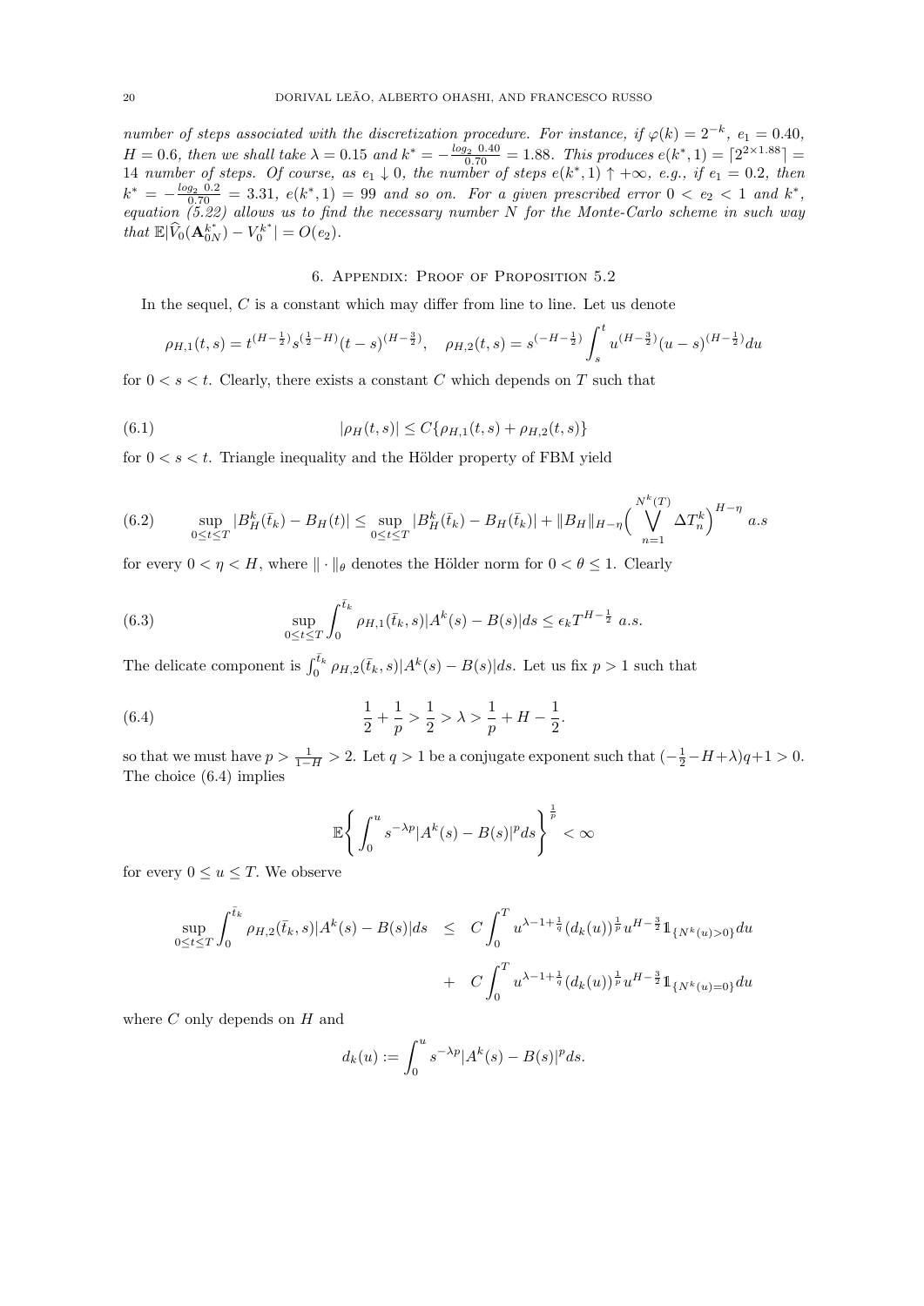*number of steps associated with the discretization procedure. For instance, if $\varphi(k) = 2^{-k}$, $e_1 = 0.40$, $H = 0.6$, then we shall take $\lambda = 0.15$ and $k^* = -\frac{log_2\ 0.40}{0.70} = 1.88$. This produces $e(k^*, 1) = \lceil 2^{2\times 1.88} \rceil = 14$ number of steps. Of course, as $e_1 \downarrow 0$, the number of steps $e(k^*, 1) \uparrow +\infty$, e.g., if $e_1 = 0.2$, then $k^* = -\frac{log_2\ 0.2}{0.70} = 3.31$, $e(k^*, 1) = 99$ and so on. For a given prescribed error $0 < e_2 < 1$ and $k^*$, equation (5.22) allows us to find the necessary number $N$ for the Monte-Carlo scheme in such way that $\mathbb{E}|\widehat{V}_0(\mathbf{A}^{k^*}_{0N}) - V^{k^*}_0| = O(e_2)$.*

## 6. Appendix: Proof of Proposition 5.2

In the sequel, $C$ is a constant which may differ from line to line. Let us denote

$$\rho_{H,1}(t,s) = t^{(H-\frac{1}{2})} s^{(\frac{1}{2}-H)} (t-s)^{(H-\frac{3}{2})}, \quad \rho_{H,2}(t,s) = s^{(-H-\frac{1}{2})} \int_s^t u^{(H-\frac{3}{2})} (u-s)^{(H-\frac{1}{2})} du$$

for $0 < s < t$. Clearly, there exists a constant $C$ which depends on $T$ such that

$$|\rho_H(t,s)| \le C\{\rho_{H,1}(t,s) + \rho_{H,2}(t,s)\} \tag{6.1}$$

for $0 < s < t$. Triangle inequality and the Hölder property of FBM yield

$$\sup_{0\le t\le T} |B^k_H(\bar{t}_k) - B_H(t)| \le \sup_{0\le t\le T} |B^k_H(\bar{t}_k) - B_H(\bar{t}_k)| + \|B_H\|_{H-\eta} \Big( \bigvee_{n=1}^{N^k(T)} \Delta T^k_n \Big)^{H-\eta} \ a.s \tag{6.2}$$

for every $0 < \eta < H$, where $\|\cdot\|_\theta$ denotes the Hölder norm for $0 < \theta \le 1$. Clearly

$$\sup_{0\le t\le T} \int_0^{\bar{t}_k} \rho_{H,1}(\bar{t}_k, s) |A^k(s) - B(s)| ds \le \epsilon_k T^{H-\frac{1}{2}} \ a.s. \tag{6.3}$$

The delicate component is $\int_0^{\bar{t}_k} \rho_{H,2}(\bar{t}_k, s)|A^k(s) - B(s)|ds$. Let us fix $p > 1$ such that

$$\frac{1}{2} + \frac{1}{p} > \frac{1}{2} > \lambda > \frac{1}{p} + H - \frac{1}{2}. \tag{6.4}$$

so that we must have $p > \frac{1}{1-H} > 2$. Let $q > 1$ be a conjugate exponent such that $(-\frac{1}{2} - H + \lambda)q + 1 > 0$. The choice (6.4) implies

$$\mathbb{E}\Bigg\{ \int_0^u s^{-\lambda p} |A^k(s) - B(s)|^p ds \Bigg\}^{\frac{1}{p}} < \infty$$

for every $0 \le u \le T$. We observe

$$\begin{aligned}
\sup_{0\le t\le T} \int_0^{\bar{t}_k} \rho_{H,2}(\bar{t}_k, s)|A^k(s) - B(s)|ds &\le C \int_0^T u^{\lambda - 1 + \frac{1}{q}} (d_k(u))^{\frac{1}{p}} u^{H-\frac{3}{2}} 1\!\!1_{\{N^k(u)>0\}} du \\
&+ C \int_0^T u^{\lambda - 1 + \frac{1}{q}} (d_k(u))^{\frac{1}{p}} u^{H-\frac{3}{2}} 1\!\!1_{\{N^k(u)=0\}} du
\end{aligned}$$

where $C$ only depends on $H$ and

$$d_k(u) := \int_0^u s^{-\lambda p} |A^k(s) - B(s)|^p ds.$$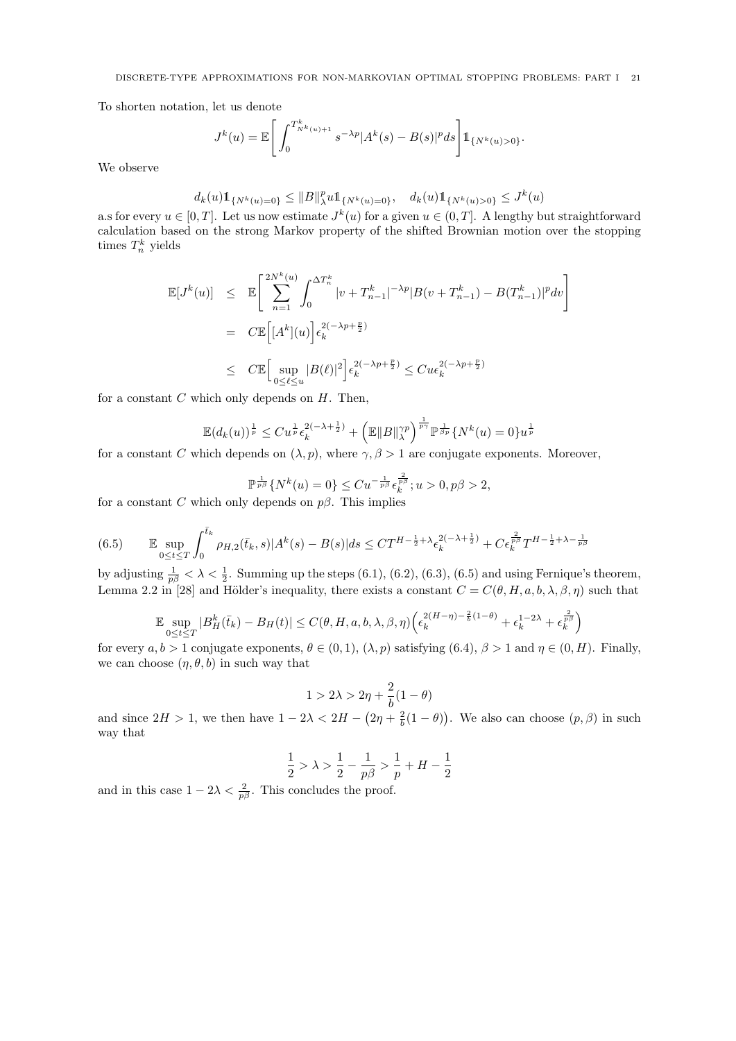To shorten notation, let us denote

$$J^k(u) = \mathbb{E}\Bigg[\int_0^{T^k_{N^k(u)+1}} s^{-\lambda p}|A^k(s) - B(s)|^p ds\Bigg]\mathbb{1}_{\{N^k(u)>0\}}.$$

We observe

$$d_k(u)\mathbb{1}_{\{N^k(u)=0\}} \le \|B\|^p_\lambda u \mathbb{1}_{\{N^k(u)=0\}}, \quad d_k(u)\mathbb{1}_{\{N^k(u)>0\}} \le J^k(u)$$

a.s for every $u \in [0,T]$. Let us now estimate $J^k(u)$ for a given $u \in (0,T]$. A lengthy but straightforward calculation based on the strong Markov property of the shifted Brownian motion over the stopping times $T^k_n$ yields

$$\begin{aligned}
\mathbb{E}[J^k(u)] &\le \mathbb{E}\Bigg[\sum_{n=1}^{2N^k(u)}\int_0^{\Delta T^k_n}|v + T^k_{n-1}|^{-\lambda p}|B(v+T^k_{n-1}) - B(T^k_{n-1})|^p dv\Bigg]\\
&= C\mathbb{E}\Big[[A^k](u)\Big]\epsilon_k^{2(-\lambda p + \frac{p}{2})}\\
&\le C\mathbb{E}\Big[\sup_{0\le \ell \le u}|B(\ell)|^2\Big]\epsilon_k^{2(-\lambda p + \frac{p}{2})} \le Cu\epsilon_k^{2(-\lambda p + \frac{p}{2})}
\end{aligned}$$

for a constant $C$ which only depends on $H$. Then,

$$\mathbb{E}(d_k(u))^{\frac{1}{p}} \le Cu^{\frac{1}{p}}\epsilon_k^{2(-\lambda+\frac{1}{2})} + \Big(\mathbb{E}\|B\|^{\gamma p}_\lambda\Big)^{\frac{1}{p\gamma}}\mathbb{P}^{\frac{1}{\beta p}}\{N^k(u) = 0\}u^{\frac{1}{p}}$$

for a constant $C$ which depends on $(\lambda, p)$, where $\gamma, \beta > 1$ are conjugate exponents. Moreover,

$$\mathbb{P}^{\frac{1}{p\beta}}\{N^k(u) = 0\} \le Cu^{-\frac{1}{p\beta}}\epsilon_k^{\frac{2}{p\beta}}; u > 0, p\beta > 2,$$

for a constant $C$ which only depends on $p\beta$. This implies

$$\mathbb{E}\sup_{0\le t\le T}\int_0^{\bar{t}_k}\rho_{H,2}(\bar{t}_k, s)|A^k(s) - B(s)|ds \le CT^{H-\frac{1}{2}+\lambda}\epsilon_k^{2(-\lambda+\frac{1}{2})} + C\epsilon_k^{\frac{2}{p\beta}}T^{H-\frac{1}{2}+\lambda-\frac{1}{p\beta}} \tag{6.5}$$

by adjusting $\frac{1}{p\beta} < \lambda < \frac{1}{2}$. Summing up the steps (6.1), (6.2), (6.3), (6.5) and using Fernique's theorem, Lemma 2.2 in [28] and Hölder's inequality, there exists a constant $C = C(\theta, H, a, b, \lambda, \beta, \eta)$ such that

$$\mathbb{E}\sup_{0\le t\le T}|B^k_H(\bar{t}_k) - B_H(t)| \le C(\theta, H, a, b, \lambda, \beta, \eta)\Big(\epsilon_k^{2(H-\eta)-\frac{2}{b}(1-\theta)} + \epsilon_k^{1-2\lambda} + \epsilon_k^{\frac{2}{p\beta}}\Big)$$

for every $a, b > 1$ conjugate exponents, $\theta \in (0,1)$, $(\lambda, p)$ satisfying (6.4), $\beta > 1$ and $\eta \in (0, H)$. Finally, we can choose $(\eta, \theta, b)$ in such way that

$$1 > 2\lambda > 2\eta + \frac{2}{b}(1-\theta)$$

and since $2H > 1$, we then have $1 - 2\lambda < 2H - \big(2\eta + \frac{2}{b}(1-\theta)\big)$. We also can choose $(p, \beta)$ in such way that

$$\frac{1}{2} > \lambda > \frac{1}{2} - \frac{1}{p\beta} > \frac{1}{p} + H - \frac{1}{2}$$

and in this case $1 - 2\lambda < \frac{2}{p\beta}$. This concludes the proof.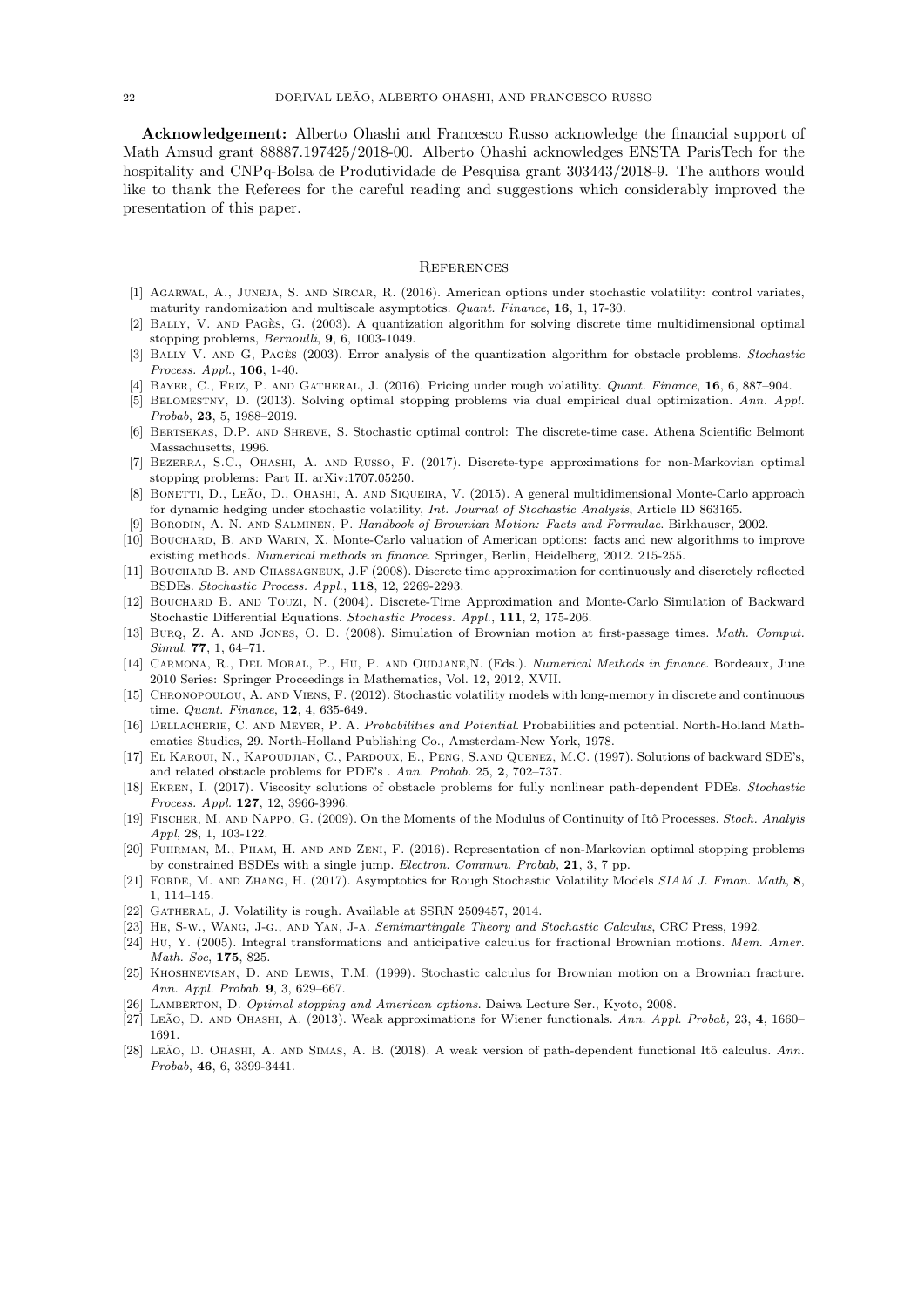**Acknowledgement:** Alberto Ohashi and Francesco Russo acknowledge the financial support of Math Amsud grant 88887.197425/2018-00. Alberto Ohashi acknowledges ENSTA ParisTech for the hospitality and CNPq-Bolsa de Produtividade de Pesquisa grant 303443/2018-9. The authors would like to thank the Referees for the careful reading and suggestions which considerably improved the presentation of this paper.

## References

[1] Agarwal, A., Juneja, S. and Sircar, R. (2016). American options under stochastic volatility: control variates, maturity randomization and multiscale asymptotics. *Quant. Finance*, **16**, 1, 17-30.

[2] Bally, V. and Pagès, G. (2003). A quantization algorithm for solving discrete time multidimensional optimal stopping problems, *Bernoulli*, **9**, 6, 1003-1049.

[3] Bally V. and G, Pagès (2003). Error analysis of the quantization algorithm for obstacle problems. *Stochastic Process. Appl.*, **106**, 1-40.

[4] Bayer, C., Friz, P. and Gatheral, J. (2016). Pricing under rough volatility. *Quant. Finance*, **16**, 6, 887–904.

[5] Belomestny, D. (2013). Solving optimal stopping problems via dual empirical dual optimization. *Ann. Appl. Probab*, **23**, 5, 1988–2019.

[6] Bertsekas, D.P. and Shreve, S. Stochastic optimal control: The discrete-time case. Athena Scientific Belmont Massachusetts, 1996.

[7] Bezerra, S.C., Ohashi, A. and Russo, F. (2017). Discrete-type approximations for non-Markovian optimal stopping problems: Part II. arXiv:1707.05250.

[8] Bonetti, D., Leão, D., Ohashi, A. and Siqueira, V. (2015). A general multidimensional Monte-Carlo approach for dynamic hedging under stochastic volatility, *Int. Journal of Stochastic Analysis*, Article ID 863165.

[9] Borodin, A. N. and Salminen, P. *Handbook of Brownian Motion: Facts and Formulae*. Birkhauser, 2002.

[10] Bouchard, B. and Warin, X. Monte-Carlo valuation of American options: facts and new algorithms to improve existing methods. *Numerical methods in finance*. Springer, Berlin, Heidelberg, 2012. 215-255.

[11] Bouchard B. and Chassagneux, J.F (2008). Discrete time approximation for continuously and discretely reflected BSDEs. *Stochastic Process. Appl.*, **118**, 12, 2269-2293.

[12] Bouchard B. and Touzi, N. (2004). Discrete-Time Approximation and Monte-Carlo Simulation of Backward Stochastic Differential Equations. *Stochastic Process. Appl.*, **111**, 2, 175-206.

[13] Burq, Z. A. and Jones, O. D. (2008). Simulation of Brownian motion at first-passage times. *Math. Comput. Simul.* **77**, 1, 64–71.

[14] Carmona, R., Del Moral, P., Hu, P. and Oudjane,N. (Eds.). *Numerical Methods in finance*. Bordeaux, June 2010 Series: Springer Proceedings in Mathematics, Vol. 12, 2012, XVII.

[15] Chronopoulou, A. and Viens, F. (2012). Stochastic volatility models with long-memory in discrete and continuous time. *Quant. Finance*, **12**, 4, 635-649.

[16] Dellacherie, C. and Meyer, P. A. *Probabilities and Potential*. Probabilities and potential. North-Holland Mathematics Studies, 29. North-Holland Publishing Co., Amsterdam-New York, 1978.

[17] El Karoui, N., Kapoudjian, C., Pardoux, E., Peng, S.and Quenez, M.C. (1997). Solutions of backward SDE's, and related obstacle problems for PDE's . *Ann. Probab.* 25, **2**, 702–737.

[18] Ekren, I. (2017). Viscosity solutions of obstacle problems for fully nonlinear path-dependent PDEs. *Stochastic Process. Appl.* **127**, 12, 3966-3996.

[19] Fischer, M. and Nappo, G. (2009). On the Moments of the Modulus of Continuity of Itô Processes. *Stoch. Analyis Appl*, 28, 1, 103-122.

[20] Fuhrman, M., Pham, H. and and Zeni, F. (2016). Representation of non-Markovian optimal stopping problems by constrained BSDEs with a single jump. *Electron. Commun. Probab,* **21**, 3, 7 pp.

[21] Forde, M. and Zhang, H. (2017). Asymptotics for Rough Stochastic Volatility Models *SIAM J. Finan. Math*, **8**, 1, 114–145.

[22] Gatheral, J. Volatility is rough. Available at SSRN 2509457, 2014.

[23] He, S-w., Wang, J-g., and Yan, J-a. *Semimartingale Theory and Stochastic Calculus*, CRC Press, 1992.

[24] Hu, Y. (2005). Integral transformations and anticipative calculus for fractional Brownian motions. *Mem. Amer. Math. Soc*, **175**, 825.

[25] Khoshnevisan, D. and Lewis, T.M. (1999). Stochastic calculus for Brownian motion on a Brownian fracture. *Ann. Appl. Probab.* **9**, 3, 629–667.

[26] Lamberton, D. *Optimal stopping and American options*. Daiwa Lecture Ser., Kyoto, 2008.

[27] Leão, D. and Ohashi, A. (2013). Weak approximations for Wiener functionals. *Ann. Appl. Probab,* 23, **4**, 1660–1691.

[28] Leão, D. Ohashi, A. and Simas, A. B. (2018). A weak version of path-dependent functional Itô calculus. *Ann. Probab*, **46**, 6, 3399-3441.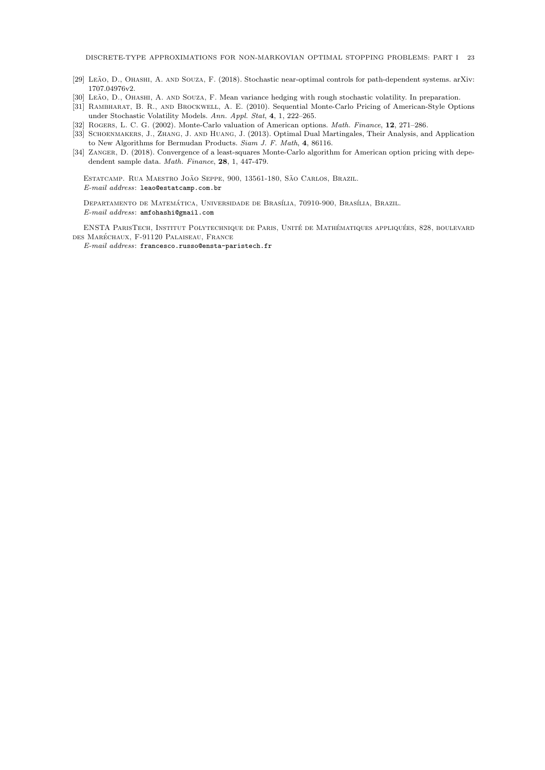[29] Leão, D., Ohashi, A. and Souza, F. (2018). Stochastic near-optimal controls for path-dependent systems. arXiv: 1707.04976v2.

[30] Leão, D., Ohashi, A. and Souza, F. Mean variance hedging with rough stochastic volatility. In preparation.

[31] Rambharat, B. R., and Brockwell, A. E. (2010). Sequential Monte-Carlo Pricing of American-Style Options under Stochastic Volatility Models. *Ann. Appl. Stat*, **4**, 1, 222–265.

[32] Rogers, L. C. G. (2002). Monte-Carlo valuation of American options. *Math. Finance*, **12**, 271–286.

[33] Schoenmakers, J., Zhang, J. and Huang, J. (2013). Optimal Dual Martingales, Their Analysis, and Application to New Algorithms for Bermudan Products. *Siam J. F. Math*, **4**, 86116.

[34] Zanger, D. (2018). Convergence of a least-squares Monte-Carlo algorithm for American option pricing with depedendent sample data. *Math. Finance*, **28**, 1, 447-479.

Estatcamp. Rua Maestro João Seppe, 900, 13561-180, São Carlos, Brazil.
*E-mail address*: leao@estatcamp.com.br

Departamento de Matemática, Universidade de Brasília, 70910-900, Brasília, Brazil.
*E-mail address*: amfohashi@gmail.com

ENSTA ParisTech, Institut Polytechnique de Paris, Unité de Mathématiques appliquées, 828, boulevard des Maréchaux, F-91120 Palaiseau, France
*E-mail address*: francesco.russo@ensta-paristech.fr